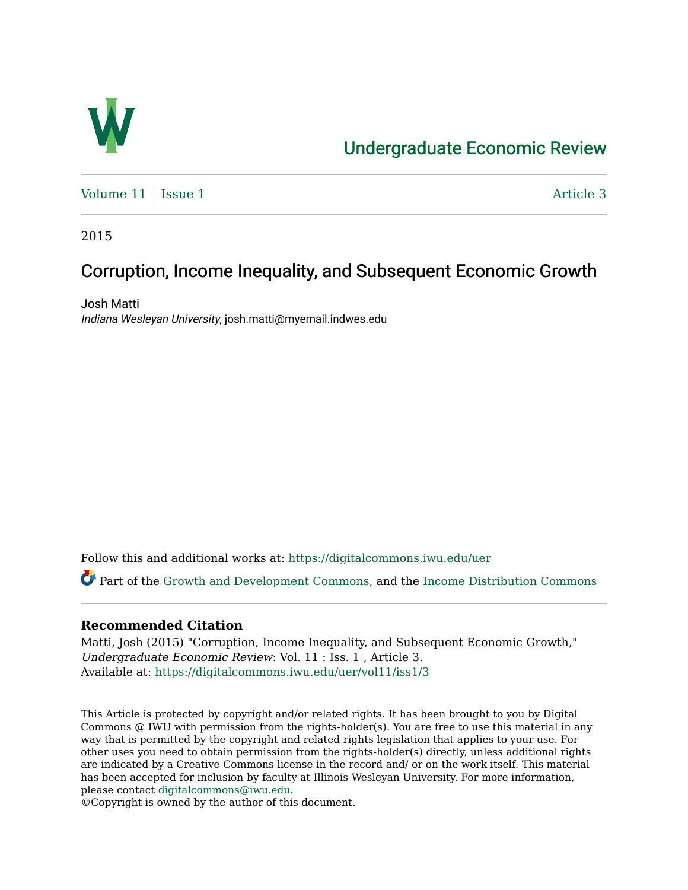Undergraduate Economic Review

Volume 11 | Issue 1 | Article 3

2015

# Corruption, Income Inequality, and Subsequent Economic Growth

Josh Matti
*Indiana Wesleyan University*, josh.matti@myemail.indwes.edu

Follow this and additional works at: https://digitalcommons.iwu.edu/uer

Part of the Growth and Development Commons, and the Income Distribution Commons

### Recommended Citation

Matti, Josh (2015) "Corruption, Income Inequality, and Subsequent Economic Growth," *Undergraduate Economic Review*: Vol. 11 : Iss. 1 , Article 3.
Available at: https://digitalcommons.iwu.edu/uer/vol11/iss1/3

This Article is protected by copyright and/or related rights. It has been brought to you by Digital Commons @ IWU with permission from the rights-holder(s). You are free to use this material in any way that is permitted by the copyright and related rights legislation that applies to your use. For other uses you need to obtain permission from the rights-holder(s) directly, unless additional rights are indicated by a Creative Commons license in the record and/ or on the work itself. This material has been accepted for inclusion by faculty at Illinois Wesleyan University. For more information, please contact digitalcommons@iwu.edu.
©Copyright is owned by the author of this document.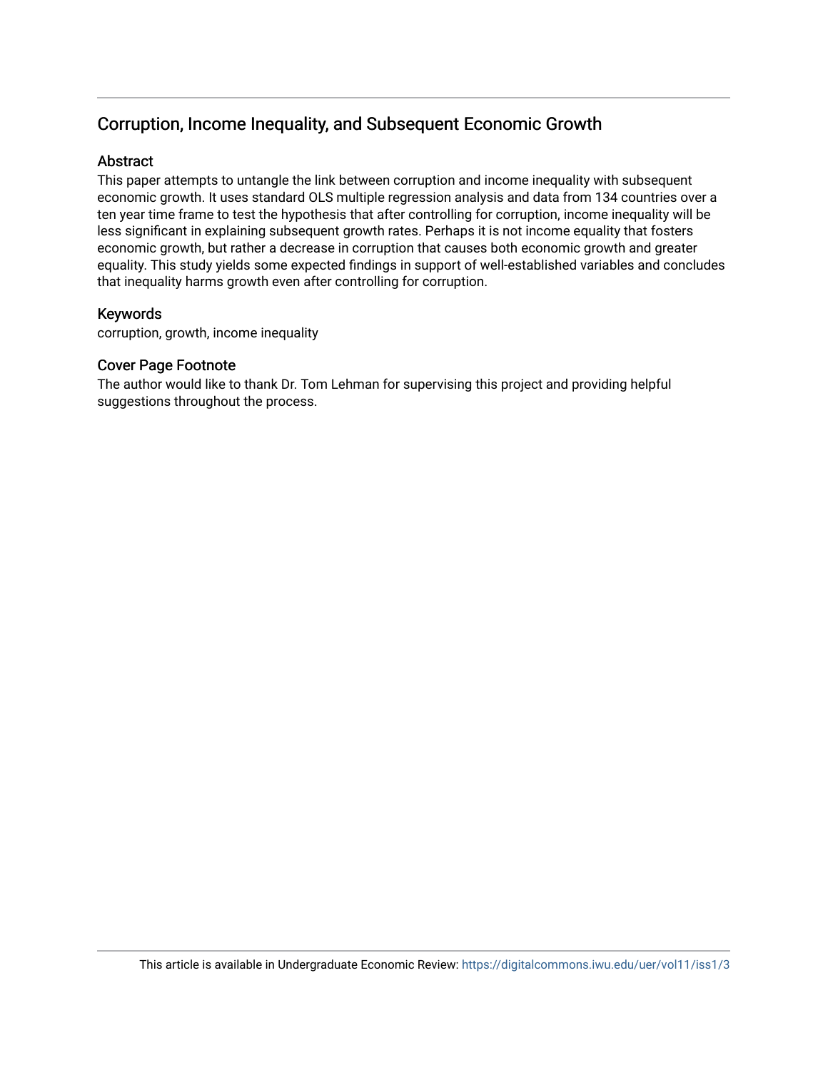# Corruption, Income Inequality, and Subsequent Economic Growth

## Abstract

This paper attempts to untangle the link between corruption and income inequality with subsequent economic growth. It uses standard OLS multiple regression analysis and data from 134 countries over a ten year time frame to test the hypothesis that after controlling for corruption, income inequality will be less significant in explaining subsequent growth rates. Perhaps it is not income equality that fosters economic growth, but rather a decrease in corruption that causes both economic growth and greater equality. This study yields some expected findings in support of well-established variables and concludes that inequality harms growth even after controlling for corruption.

## Keywords

corruption, growth, income inequality

## Cover Page Footnote

The author would like to thank Dr. Tom Lehman for supervising this project and providing helpful suggestions throughout the process.

This article is available in Undergraduate Economic Review: https://digitalcommons.iwu.edu/uer/vol11/iss1/3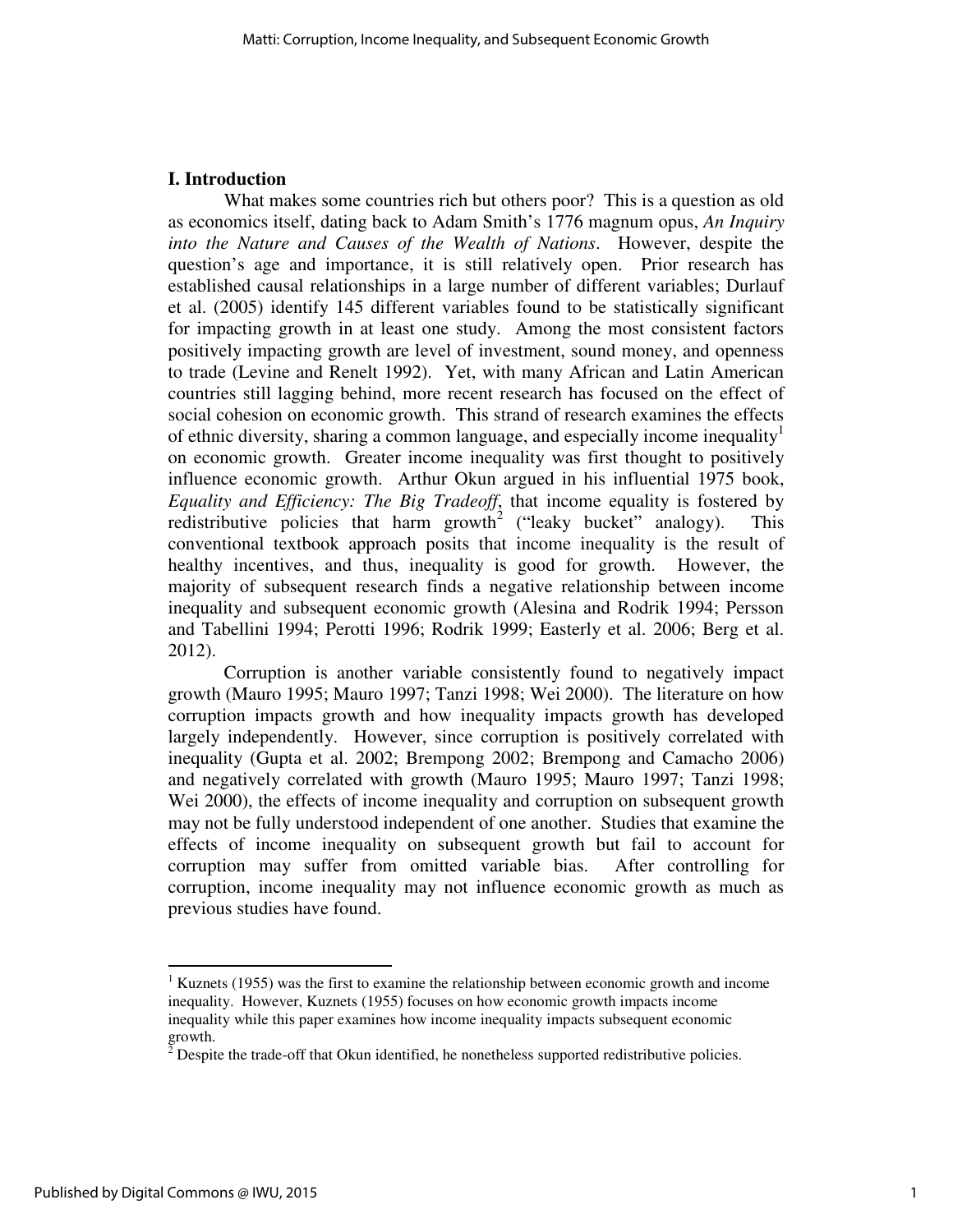## I. Introduction

What makes some countries rich but others poor? This is a question as old as economics itself, dating back to Adam Smith's 1776 magnum opus, *An Inquiry into the Nature and Causes of the Wealth of Nations*. However, despite the question's age and importance, it is still relatively open. Prior research has established causal relationships in a large number of different variables; Durlauf et al. (2005) identify 145 different variables found to be statistically significant for impacting growth in at least one study. Among the most consistent factors positively impacting growth are level of investment, sound money, and openness to trade (Levine and Renelt 1992). Yet, with many African and Latin American countries still lagging behind, more recent research has focused on the effect of social cohesion on economic growth. This strand of research examines the effects of ethnic diversity, sharing a common language, and especially income inequality[1] on economic growth. Greater income inequality was first thought to positively influence economic growth. Arthur Okun argued in his influential 1975 book, *Equality and Efficiency: The Big Tradeoff*, that income equality is fostered by redistributive policies that harm growth[2] ("leaky bucket" analogy). This conventional textbook approach posits that income inequality is the result of healthy incentives, and thus, inequality is good for growth. However, the majority of subsequent research finds a negative relationship between income inequality and subsequent economic growth (Alesina and Rodrik 1994; Persson and Tabellini 1994; Perotti 1996; Rodrik 1999; Easterly et al. 2006; Berg et al. 2012).

Corruption is another variable consistently found to negatively impact growth (Mauro 1995; Mauro 1997; Tanzi 1998; Wei 2000). The literature on how corruption impacts growth and how inequality impacts growth has developed largely independently. However, since corruption is positively correlated with inequality (Gupta et al. 2002; Brempong 2002; Brempong and Camacho 2006) and negatively correlated with growth (Mauro 1995; Mauro 1997; Tanzi 1998; Wei 2000), the effects of income inequality and corruption on subsequent growth may not be fully understood independent of one another. Studies that examine the effects of income inequality on subsequent growth but fail to account for corruption may suffer from omitted variable bias. After controlling for corruption, income inequality may not influence economic growth as much as previous studies have found.

[1] Kuznets (1955) was the first to examine the relationship between economic growth and income inequality. However, Kuznets (1955) focuses on how economic growth impacts income inequality while this paper examines how income inequality impacts subsequent economic growth.

[2] Despite the trade-off that Okun identified, he nonetheless supported redistributive policies.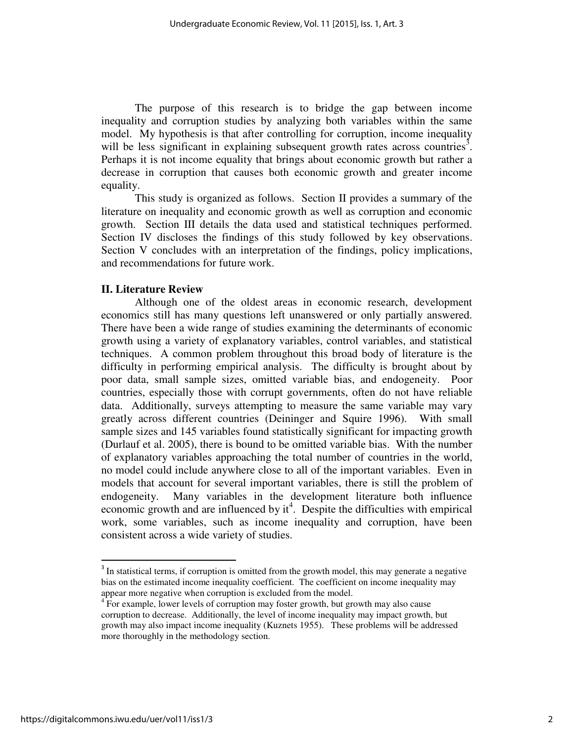The purpose of this research is to bridge the gap between income inequality and corruption studies by analyzing both variables within the same model. My hypothesis is that after controlling for corruption, income inequality will be less significant in explaining subsequent growth rates across countries[3]. Perhaps it is not income equality that brings about economic growth but rather a decrease in corruption that causes both economic growth and greater income equality.

This study is organized as follows. Section II provides a summary of the literature on inequality and economic growth as well as corruption and economic growth. Section III details the data used and statistical techniques performed. Section IV discloses the findings of this study followed by key observations. Section V concludes with an interpretation of the findings, policy implications, and recommendations for future work.

## II. Literature Review

Although one of the oldest areas in economic research, development economics still has many questions left unanswered or only partially answered. There have been a wide range of studies examining the determinants of economic growth using a variety of explanatory variables, control variables, and statistical techniques. A common problem throughout this broad body of literature is the difficulty in performing empirical analysis. The difficulty is brought about by poor data, small sample sizes, omitted variable bias, and endogeneity. Poor countries, especially those with corrupt governments, often do not have reliable data. Additionally, surveys attempting to measure the same variable may vary greatly across different countries (Deininger and Squire 1996). With small sample sizes and 145 variables found statistically significant for impacting growth (Durlauf et al. 2005), there is bound to be omitted variable bias. With the number of explanatory variables approaching the total number of countries in the world, no model could include anywhere close to all of the important variables. Even in models that account for several important variables, there is still the problem of endogeneity. Many variables in the development literature both influence economic growth and are influenced by it[4]. Despite the difficulties with empirical work, some variables, such as income inequality and corruption, have been consistent across a wide variety of studies.

---

[3] In statistical terms, if corruption is omitted from the growth model, this may generate a negative bias on the estimated income inequality coefficient. The coefficient on income inequality may appear more negative when corruption is excluded from the model.

[4] For example, lower levels of corruption may foster growth, but growth may also cause corruption to decrease. Additionally, the level of income inequality may impact growth, but growth may also impact income inequality (Kuznets 1955). These problems will be addressed more thoroughly in the methodology section.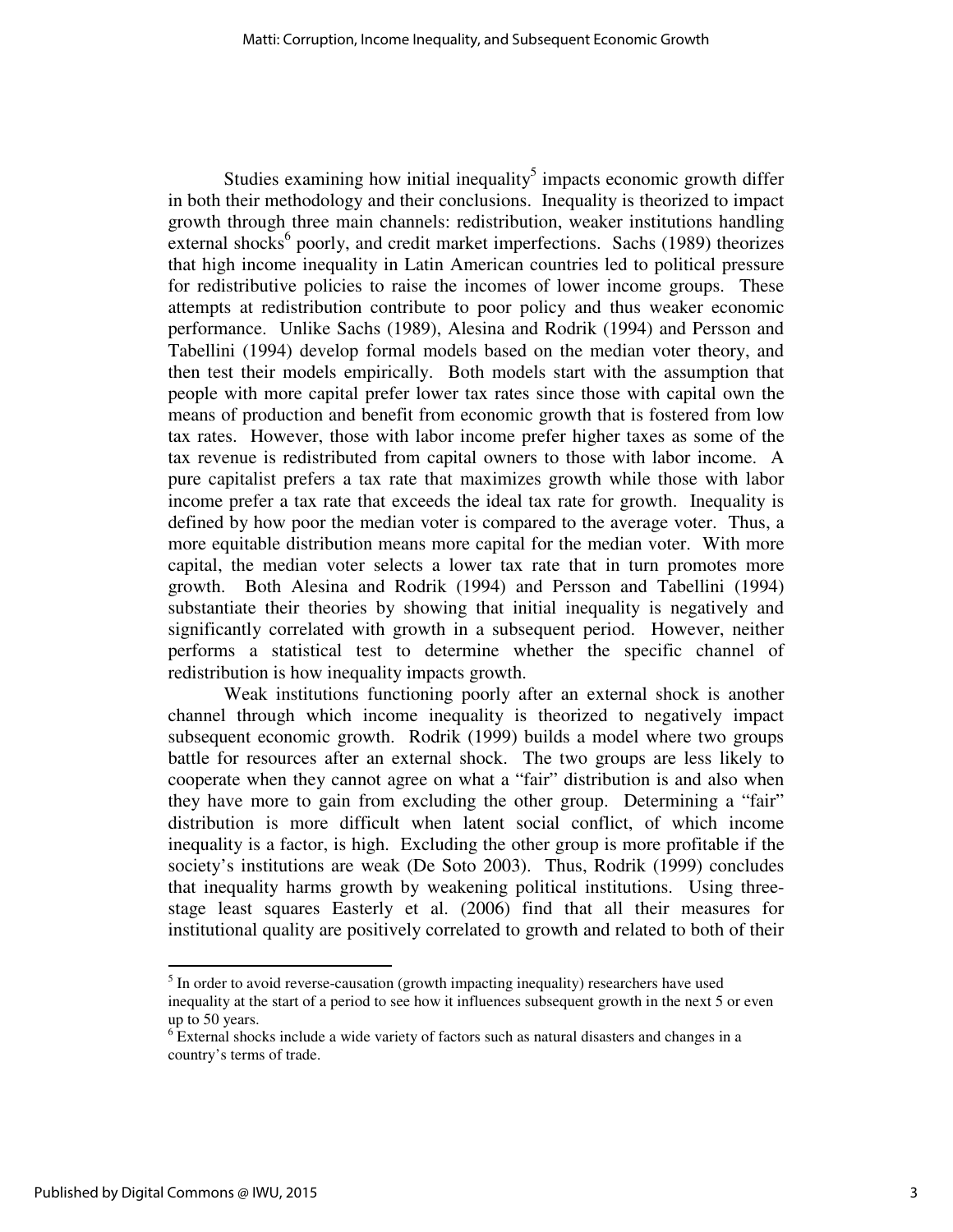Studies examining how initial inequality[5] impacts economic growth differ in both their methodology and their conclusions. Inequality is theorized to impact growth through three main channels: redistribution, weaker institutions handling external shocks[6] poorly, and credit market imperfections. Sachs (1989) theorizes that high income inequality in Latin American countries led to political pressure for redistributive policies to raise the incomes of lower income groups. These attempts at redistribution contribute to poor policy and thus weaker economic performance. Unlike Sachs (1989), Alesina and Rodrik (1994) and Persson and Tabellini (1994) develop formal models based on the median voter theory, and then test their models empirically. Both models start with the assumption that people with more capital prefer lower tax rates since those with capital own the means of production and benefit from economic growth that is fostered from low tax rates. However, those with labor income prefer higher taxes as some of the tax revenue is redistributed from capital owners to those with labor income. A pure capitalist prefers a tax rate that maximizes growth while those with labor income prefer a tax rate that exceeds the ideal tax rate for growth. Inequality is defined by how poor the median voter is compared to the average voter. Thus, a more equitable distribution means more capital for the median voter. With more capital, the median voter selects a lower tax rate that in turn promotes more growth. Both Alesina and Rodrik (1994) and Persson and Tabellini (1994) substantiate their theories by showing that initial inequality is negatively and significantly correlated with growth in a subsequent period. However, neither performs a statistical test to determine whether the specific channel of redistribution is how inequality impacts growth.

Weak institutions functioning poorly after an external shock is another channel through which income inequality is theorized to negatively impact subsequent economic growth. Rodrik (1999) builds a model where two groups battle for resources after an external shock. The two groups are less likely to cooperate when they cannot agree on what a "fair" distribution is and also when they have more to gain from excluding the other group. Determining a "fair" distribution is more difficult when latent social conflict, of which income inequality is a factor, is high. Excluding the other group is more profitable if the society's institutions are weak (De Soto 2003). Thus, Rodrik (1999) concludes that inequality harms growth by weakening political institutions. Using three-stage least squares Easterly et al. (2006) find that all their measures for institutional quality are positively correlated to growth and related to both of their

[5] In order to avoid reverse-causation (growth impacting inequality) researchers have used inequality at the start of a period to see how it influences subsequent growth in the next 5 or even up to 50 years.

[6] External shocks include a wide variety of factors such as natural disasters and changes in a country's terms of trade.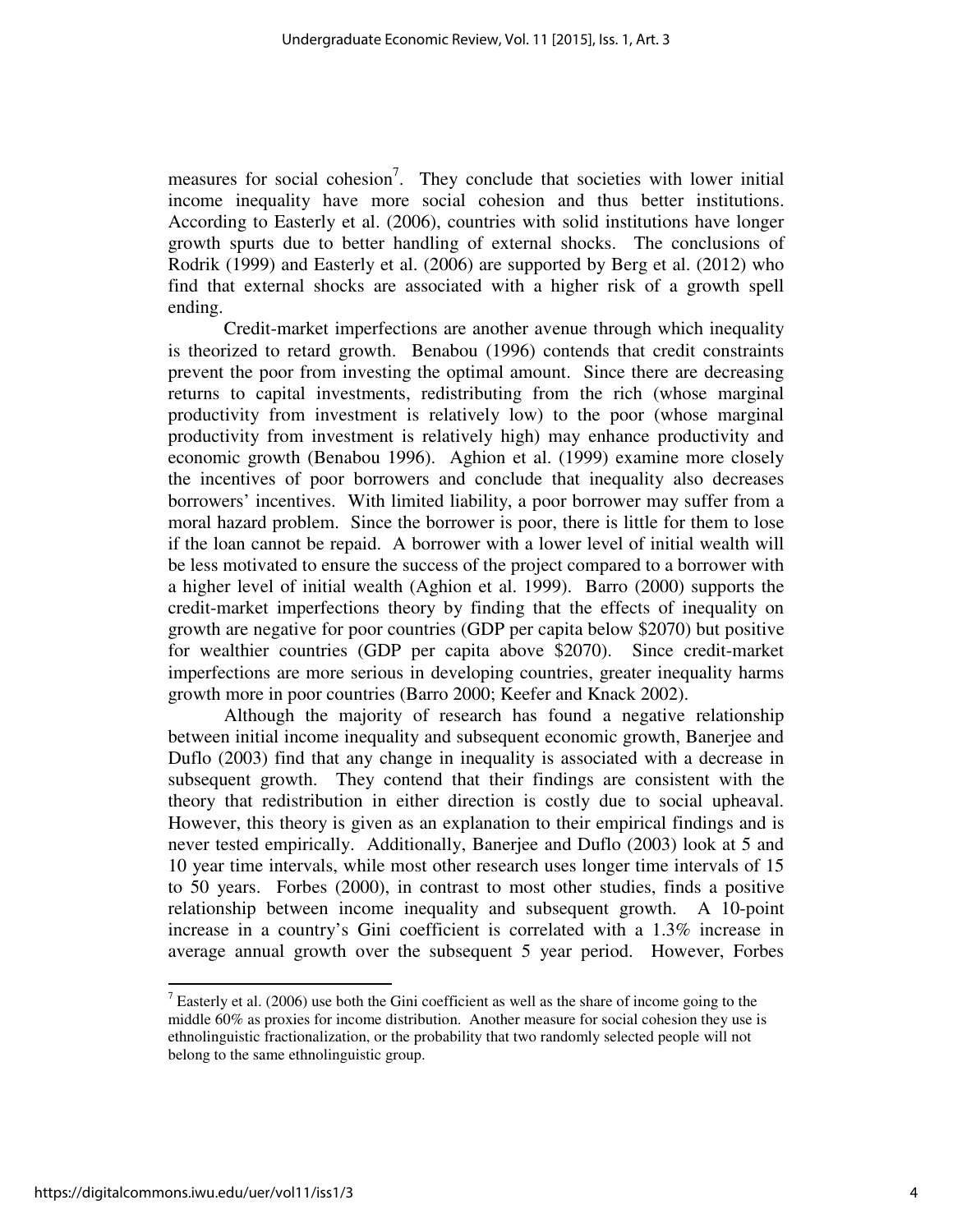measures for social cohesion[7]. They conclude that societies with lower initial income inequality have more social cohesion and thus better institutions. According to Easterly et al. (2006), countries with solid institutions have longer growth spurts due to better handling of external shocks. The conclusions of Rodrik (1999) and Easterly et al. (2006) are supported by Berg et al. (2012) who find that external shocks are associated with a higher risk of a growth spell ending.

Credit-market imperfections are another avenue through which inequality is theorized to retard growth. Benabou (1996) contends that credit constraints prevent the poor from investing the optimal amount. Since there are decreasing returns to capital investments, redistributing from the rich (whose marginal productivity from investment is relatively low) to the poor (whose marginal productivity from investment is relatively high) may enhance productivity and economic growth (Benabou 1996). Aghion et al. (1999) examine more closely the incentives of poor borrowers and conclude that inequality also decreases borrowers' incentives. With limited liability, a poor borrower may suffer from a moral hazard problem. Since the borrower is poor, there is little for them to lose if the loan cannot be repaid. A borrower with a lower level of initial wealth will be less motivated to ensure the success of the project compared to a borrower with a higher level of initial wealth (Aghion et al. 1999). Barro (2000) supports the credit-market imperfections theory by finding that the effects of inequality on growth are negative for poor countries (GDP per capita below $2070) but positive for wealthier countries (GDP per capita above $2070). Since credit-market imperfections are more serious in developing countries, greater inequality harms growth more in poor countries (Barro 2000; Keefer and Knack 2002).

Although the majority of research has found a negative relationship between initial income inequality and subsequent economic growth, Banerjee and Duflo (2003) find that any change in inequality is associated with a decrease in subsequent growth. They contend that their findings are consistent with the theory that redistribution in either direction is costly due to social upheaval. However, this theory is given as an explanation to their empirical findings and is never tested empirically. Additionally, Banerjee and Duflo (2003) look at 5 and 10 year time intervals, while most other research uses longer time intervals of 15 to 50 years. Forbes (2000), in contrast to most other studies, finds a positive relationship between income inequality and subsequent growth. A 10-point increase in a country's Gini coefficient is correlated with a 1.3% increase in average annual growth over the subsequent 5 year period. However, Forbes

[7] Easterly et al. (2006) use both the Gini coefficient as well as the share of income going to the middle 60% as proxies for income distribution. Another measure for social cohesion they use is ethnolinguistic fractionalization, or the probability that two randomly selected people will not belong to the same ethnolinguistic group.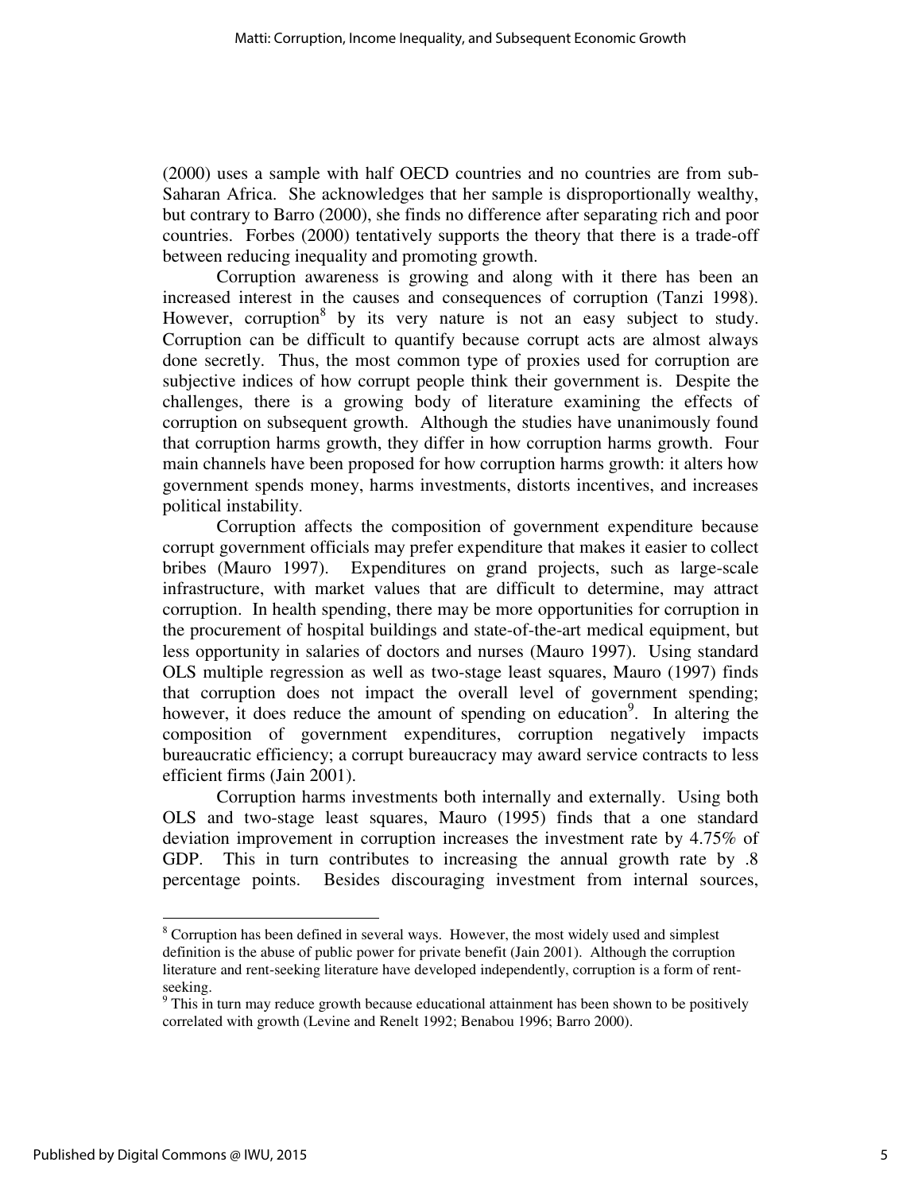(2000) uses a sample with half OECD countries and no countries are from sub-Saharan Africa. She acknowledges that her sample is disproportionally wealthy, but contrary to Barro (2000), she finds no difference after separating rich and poor countries. Forbes (2000) tentatively supports the theory that there is a trade-off between reducing inequality and promoting growth.

Corruption awareness is growing and along with it there has been an increased interest in the causes and consequences of corruption (Tanzi 1998). However, corruption[8] by its very nature is not an easy subject to study. Corruption can be difficult to quantify because corrupt acts are almost always done secretly. Thus, the most common type of proxies used for corruption are subjective indices of how corrupt people think their government is. Despite the challenges, there is a growing body of literature examining the effects of corruption on subsequent growth. Although the studies have unanimously found that corruption harms growth, they differ in how corruption harms growth. Four main channels have been proposed for how corruption harms growth: it alters how government spends money, harms investments, distorts incentives, and increases political instability.

Corruption affects the composition of government expenditure because corrupt government officials may prefer expenditure that makes it easier to collect bribes (Mauro 1997). Expenditures on grand projects, such as large-scale infrastructure, with market values that are difficult to determine, may attract corruption. In health spending, there may be more opportunities for corruption in the procurement of hospital buildings and state-of-the-art medical equipment, but less opportunity in salaries of doctors and nurses (Mauro 1997). Using standard OLS multiple regression as well as two-stage least squares, Mauro (1997) finds that corruption does not impact the overall level of government spending; however, it does reduce the amount of spending on education[9]. In altering the composition of government expenditures, corruption negatively impacts bureaucratic efficiency; a corrupt bureaucracy may award service contracts to less efficient firms (Jain 2001).

Corruption harms investments both internally and externally. Using both OLS and two-stage least squares, Mauro (1995) finds that a one standard deviation improvement in corruption increases the investment rate by 4.75% of GDP. This in turn contributes to increasing the annual growth rate by .8 percentage points. Besides discouraging investment from internal sources,

---

[8] Corruption has been defined in several ways. However, the most widely used and simplest definition is the abuse of public power for private benefit (Jain 2001). Although the corruption literature and rent-seeking literature have developed independently, corruption is a form of rent-seeking.

[9] This in turn may reduce growth because educational attainment has been shown to be positively correlated with growth (Levine and Renelt 1992; Benabou 1996; Barro 2000).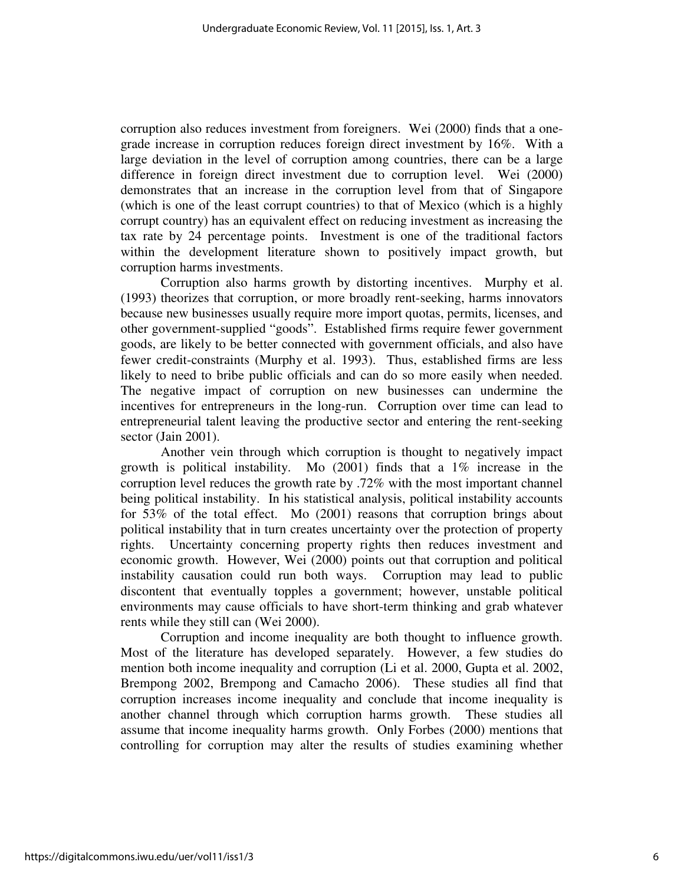corruption also reduces investment from foreigners. Wei (2000) finds that a one-grade increase in corruption reduces foreign direct investment by 16%. With a large deviation in the level of corruption among countries, there can be a large difference in foreign direct investment due to corruption level. Wei (2000) demonstrates that an increase in the corruption level from that of Singapore (which is one of the least corrupt countries) to that of Mexico (which is a highly corrupt country) has an equivalent effect on reducing investment as increasing the tax rate by 24 percentage points. Investment is one of the traditional factors within the development literature shown to positively impact growth, but corruption harms investments.

Corruption also harms growth by distorting incentives. Murphy et al. (1993) theorizes that corruption, or more broadly rent-seeking, harms innovators because new businesses usually require more import quotas, permits, licenses, and other government-supplied "goods". Established firms require fewer government goods, are likely to be better connected with government officials, and also have fewer credit-constraints (Murphy et al. 1993). Thus, established firms are less likely to need to bribe public officials and can do so more easily when needed. The negative impact of corruption on new businesses can undermine the incentives for entrepreneurs in the long-run. Corruption over time can lead to entrepreneurial talent leaving the productive sector and entering the rent-seeking sector (Jain 2001).

Another vein through which corruption is thought to negatively impact growth is political instability. Mo (2001) finds that a 1% increase in the corruption level reduces the growth rate by .72% with the most important channel being political instability. In his statistical analysis, political instability accounts for 53% of the total effect. Mo (2001) reasons that corruption brings about political instability that in turn creates uncertainty over the protection of property rights. Uncertainty concerning property rights then reduces investment and economic growth. However, Wei (2000) points out that corruption and political instability causation could run both ways. Corruption may lead to public discontent that eventually topples a government; however, unstable political environments may cause officials to have short-term thinking and grab whatever rents while they still can (Wei 2000).

Corruption and income inequality are both thought to influence growth. Most of the literature has developed separately. However, a few studies do mention both income inequality and corruption (Li et al. 2000, Gupta et al. 2002, Brempong 2002, Brempong and Camacho 2006). These studies all find that corruption increases income inequality and conclude that income inequality is another channel through which corruption harms growth. These studies all assume that income inequality harms growth. Only Forbes (2000) mentions that controlling for corruption may alter the results of studies examining whether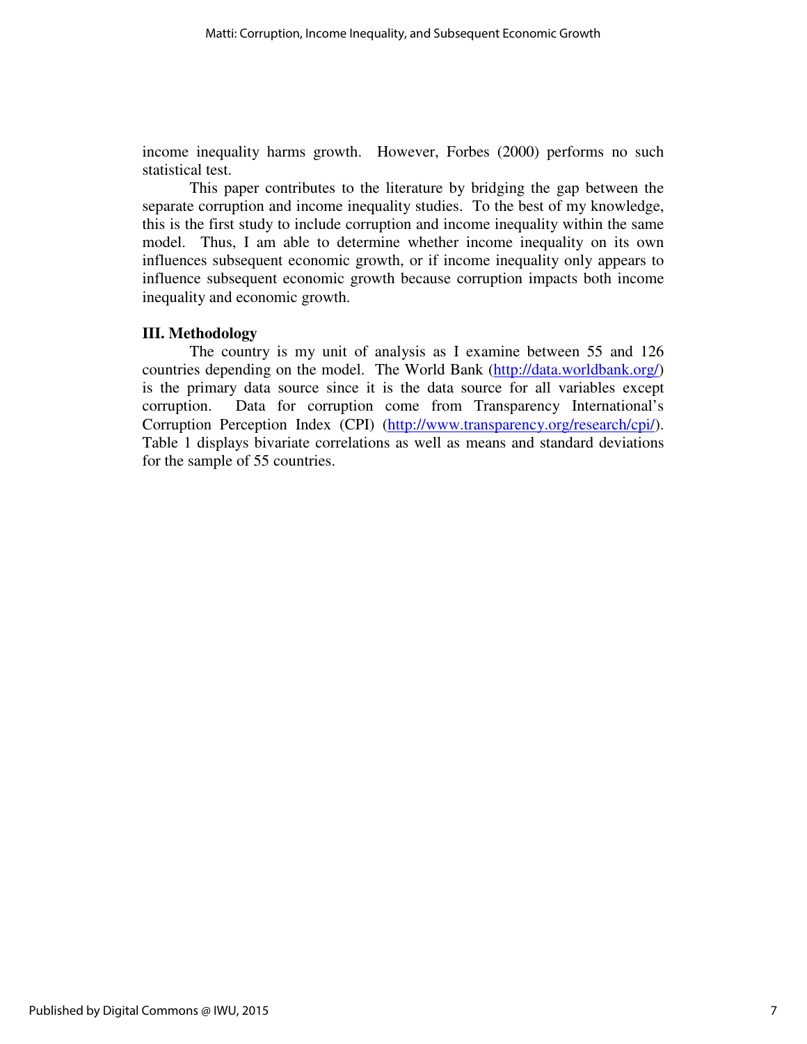income inequality harms growth. However, Forbes (2000) performs no such statistical test.

This paper contributes to the literature by bridging the gap between the separate corruption and income inequality studies. To the best of my knowledge, this is the first study to include corruption and income inequality within the same model. Thus, I am able to determine whether income inequality on its own influences subsequent economic growth, or if income inequality only appears to influence subsequent economic growth because corruption impacts both income inequality and economic growth.

## III. Methodology

The country is my unit of analysis as I examine between 55 and 126 countries depending on the model. The World Bank (http://data.worldbank.org/) is the primary data source since it is the data source for all variables except corruption. Data for corruption come from Transparency International's Corruption Perception Index (CPI) (http://www.transparency.org/research/cpi/). Table 1 displays bivariate correlations as well as means and standard deviations for the sample of 55 countries.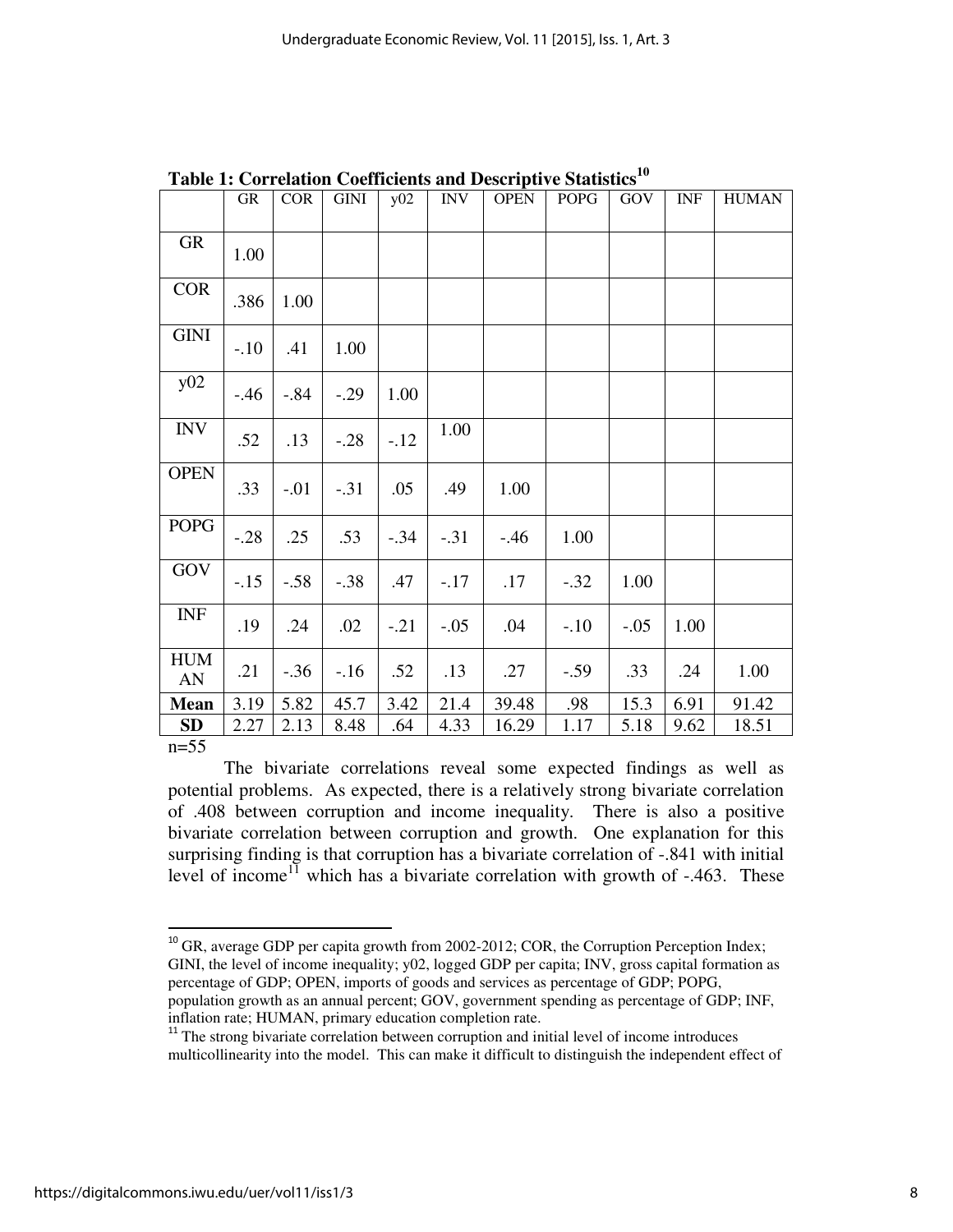**Table 1: Correlation Coefficients and Descriptive Statistics**[10]

| | GR | COR | GINI | y02 | INV | OPEN | POPG | GOV | INF | HUMAN |
|---|---|---|---|---|---|---|---|---|---|---|
| GR | 1.00 | | | | | | | | | |
| COR | .386 | 1.00 | | | | | | | | |
| GINI | -.10 | .41 | 1.00 | | | | | | | |
| y02 | -.46 | -.84 | -.29 | 1.00 | | | | | | |
| INV | .52 | .13 | -.28 | -.12 | 1.00 | | | | | |
| OPEN | .33 | -.01 | -.31 | .05 | .49 | 1.00 | | | | |
| POPG | -.28 | .25 | .53 | -.34 | -.31 | -.46 | 1.00 | | | |
| GOV | -.15 | -.58 | -.38 | .47 | -.17 | .17 | -.32 | 1.00 | | |
| INF | .19 | .24 | .02 | -.21 | -.05 | .04 | -.10 | -.05 | 1.00 | |
| HUMAN | .21 | -.36 | -.16 | .52 | .13 | .27 | -.59 | .33 | .24 | 1.00 |
| **Mean** | 3.19 | 5.82 | 45.7 | 3.42 | 21.4 | 39.48 | .98 | 15.3 | 6.91 | 91.42 |
| **SD** | 2.27 | 2.13 | 8.48 | .64 | 4.33 | 16.29 | 1.17 | 5.18 | 9.62 | 18.51 |

n=55

The bivariate correlations reveal some expected findings as well as potential problems. As expected, there is a relatively strong bivariate correlation of .408 between corruption and income inequality. There is also a positive bivariate correlation between corruption and growth. One explanation for this surprising finding is that corruption has a bivariate correlation of -.841 with initial level of income[11] which has a bivariate correlation with growth of -.463. These

---

[10] GR, average GDP per capita growth from 2002-2012; COR, the Corruption Perception Index; GINI, the level of income inequality; y02, logged GDP per capita; INV, gross capital formation as percentage of GDP; OPEN, imports of goods and services as percentage of GDP; POPG, population growth as an annual percent; GOV, government spending as percentage of GDP; INF, inflation rate; HUMAN, primary education completion rate.

[11] The strong bivariate correlation between corruption and initial level of income introduces multicollinearity into the model. This can make it difficult to distinguish the independent effect of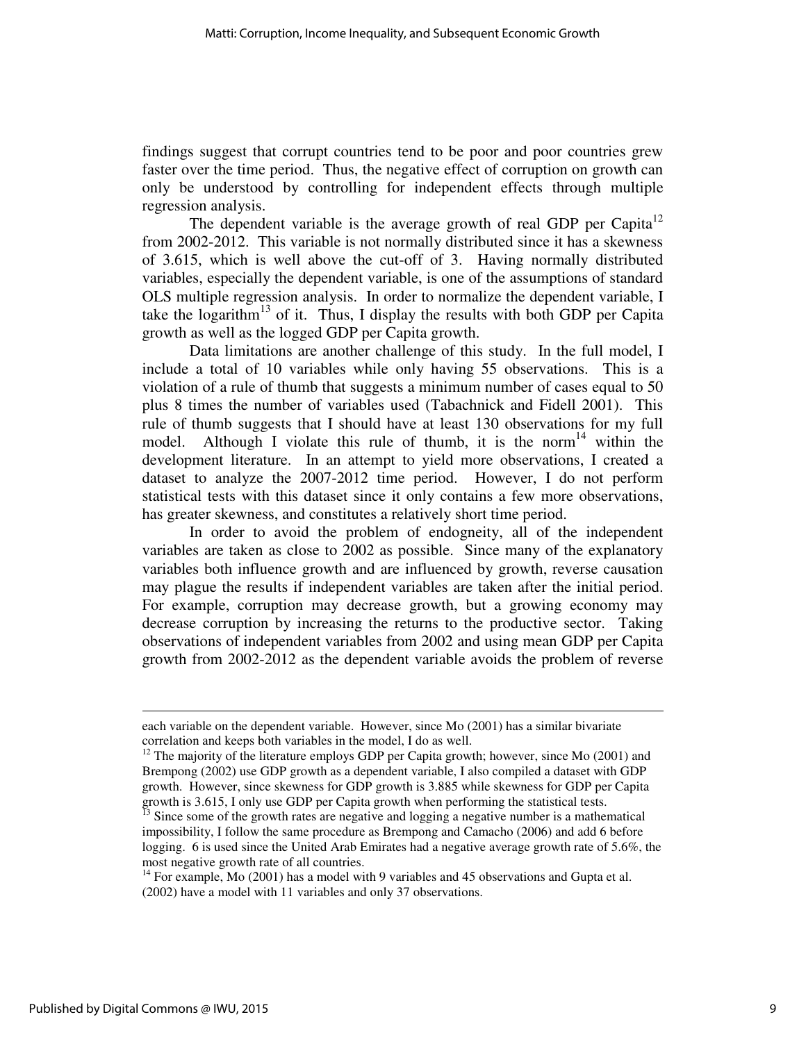findings suggest that corrupt countries tend to be poor and poor countries grew faster over the time period. Thus, the negative effect of corruption on growth can only be understood by controlling for independent effects through multiple regression analysis.

The dependent variable is the average growth of real GDP per Capita[12] from 2002-2012. This variable is not normally distributed since it has a skewness of 3.615, which is well above the cut-off of 3. Having normally distributed variables, especially the dependent variable, is one of the assumptions of standard OLS multiple regression analysis. In order to normalize the dependent variable, I take the logarithm[13] of it. Thus, I display the results with both GDP per Capita growth as well as the logged GDP per Capita growth.

Data limitations are another challenge of this study. In the full model, I include a total of 10 variables while only having 55 observations. This is a violation of a rule of thumb that suggests a minimum number of cases equal to 50 plus 8 times the number of variables used (Tabachnick and Fidell 2001). This rule of thumb suggests that I should have at least 130 observations for my full model. Although I violate this rule of thumb, it is the norm[14] within the development literature. In an attempt to yield more observations, I created a dataset to analyze the 2007-2012 time period. However, I do not perform statistical tests with this dataset since it only contains a few more observations, has greater skewness, and constitutes a relatively short time period.

In order to avoid the problem of endogneity, all of the independent variables are taken as close to 2002 as possible. Since many of the explanatory variables both influence growth and are influenced by growth, reverse causation may plague the results if independent variables are taken after the initial period. For example, corruption may decrease growth, but a growing economy may decrease corruption by increasing the returns to the productive sector. Taking observations of independent variables from 2002 and using mean GDP per Capita growth from 2002-2012 as the dependent variable avoids the problem of reverse

---

each variable on the dependent variable. However, since Mo (2001) has a similar bivariate correlation and keeps both variables in the model, I do as well.

[12] The majority of the literature employs GDP per Capita growth; however, since Mo (2001) and Brempong (2002) use GDP growth as a dependent variable, I also compiled a dataset with GDP growth. However, since skewness for GDP growth is 3.885 while skewness for GDP per Capita growth is 3.615, I only use GDP per Capita growth when performing the statistical tests.

[13] Since some of the growth rates are negative and logging a negative number is a mathematical impossibility, I follow the same procedure as Brempong and Camacho (2006) and add 6 before logging. 6 is used since the United Arab Emirates had a negative average growth rate of 5.6%, the most negative growth rate of all countries.

[14] For example, Mo (2001) has a model with 9 variables and 45 observations and Gupta et al. (2002) have a model with 11 variables and only 37 observations.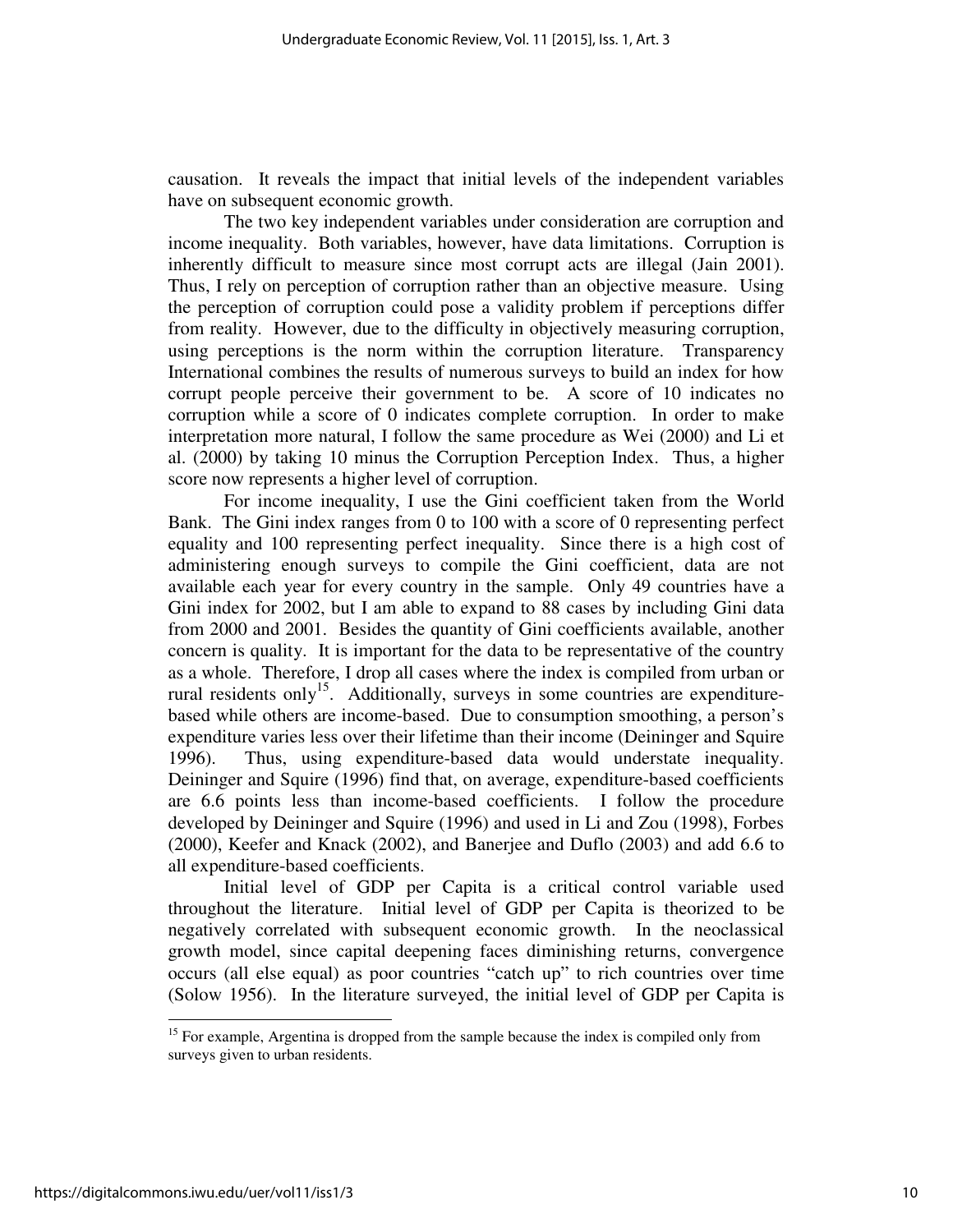causation. It reveals the impact that initial levels of the independent variables have on subsequent economic growth.

The two key independent variables under consideration are corruption and income inequality. Both variables, however, have data limitations. Corruption is inherently difficult to measure since most corrupt acts are illegal (Jain 2001). Thus, I rely on perception of corruption rather than an objective measure. Using the perception of corruption could pose a validity problem if perceptions differ from reality. However, due to the difficulty in objectively measuring corruption, using perceptions is the norm within the corruption literature. Transparency International combines the results of numerous surveys to build an index for how corrupt people perceive their government to be. A score of 10 indicates no corruption while a score of 0 indicates complete corruption. In order to make interpretation more natural, I follow the same procedure as Wei (2000) and Li et al. (2000) by taking 10 minus the Corruption Perception Index. Thus, a higher score now represents a higher level of corruption.

For income inequality, I use the Gini coefficient taken from the World Bank. The Gini index ranges from 0 to 100 with a score of 0 representing perfect equality and 100 representing perfect inequality. Since there is a high cost of administering enough surveys to compile the Gini coefficient, data are not available each year for every country in the sample. Only 49 countries have a Gini index for 2002, but I am able to expand to 88 cases by including Gini data from 2000 and 2001. Besides the quantity of Gini coefficients available, another concern is quality. It is important for the data to be representative of the country as a whole. Therefore, I drop all cases where the index is compiled from urban or rural residents only[15]. Additionally, surveys in some countries are expenditure-based while others are income-based. Due to consumption smoothing, a person's expenditure varies less over their lifetime than their income (Deininger and Squire 1996). Thus, using expenditure-based data would understate inequality. Deininger and Squire (1996) find that, on average, expenditure-based coefficients are 6.6 points less than income-based coefficients. I follow the procedure developed by Deininger and Squire (1996) and used in Li and Zou (1998), Forbes (2000), Keefer and Knack (2002), and Banerjee and Duflo (2003) and add 6.6 to all expenditure-based coefficients.

Initial level of GDP per Capita is a critical control variable used throughout the literature. Initial level of GDP per Capita is theorized to be negatively correlated with subsequent economic growth. In the neoclassical growth model, since capital deepening faces diminishing returns, convergence occurs (all else equal) as poor countries "catch up" to rich countries over time (Solow 1956). In the literature surveyed, the initial level of GDP per Capita is

[15] For example, Argentina is dropped from the sample because the index is compiled only from surveys given to urban residents.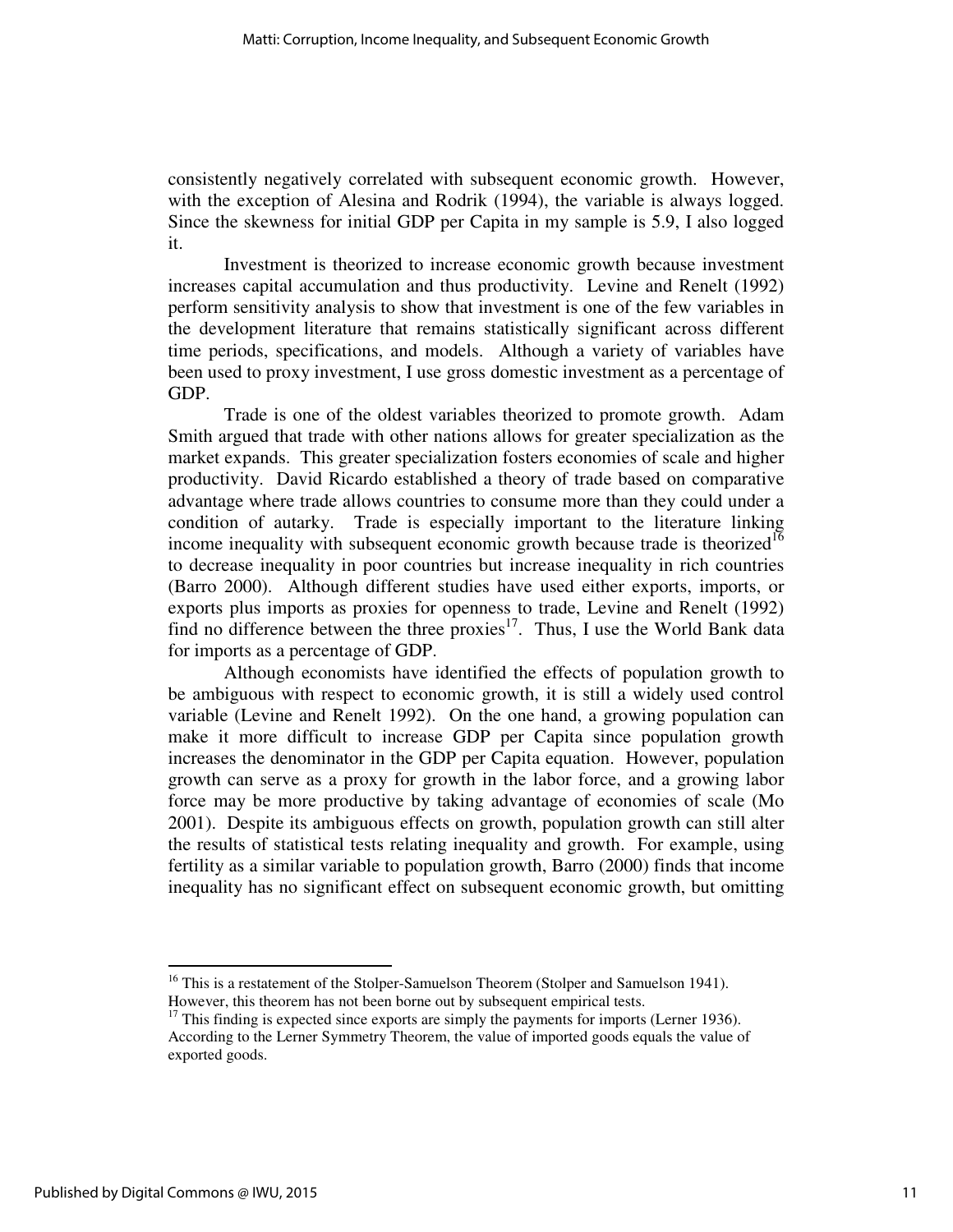consistently negatively correlated with subsequent economic growth. However, with the exception of Alesina and Rodrik (1994), the variable is always logged. Since the skewness for initial GDP per Capita in my sample is 5.9, I also logged it.

Investment is theorized to increase economic growth because investment increases capital accumulation and thus productivity. Levine and Renelt (1992) perform sensitivity analysis to show that investment is one of the few variables in the development literature that remains statistically significant across different time periods, specifications, and models. Although a variety of variables have been used to proxy investment, I use gross domestic investment as a percentage of GDP.

Trade is one of the oldest variables theorized to promote growth. Adam Smith argued that trade with other nations allows for greater specialization as the market expands. This greater specialization fosters economies of scale and higher productivity. David Ricardo established a theory of trade based on comparative advantage where trade allows countries to consume more than they could under a condition of autarky. Trade is especially important to the literature linking income inequality with subsequent economic growth because trade is theorized[16] to decrease inequality in poor countries but increase inequality in rich countries (Barro 2000). Although different studies have used either exports, imports, or exports plus imports as proxies for openness to trade, Levine and Renelt (1992) find no difference between the three proxies[17]. Thus, I use the World Bank data for imports as a percentage of GDP.

Although economists have identified the effects of population growth to be ambiguous with respect to economic growth, it is still a widely used control variable (Levine and Renelt 1992). On the one hand, a growing population can make it more difficult to increase GDP per Capita since population growth increases the denominator in the GDP per Capita equation. However, population growth can serve as a proxy for growth in the labor force, and a growing labor force may be more productive by taking advantage of economies of scale (Mo 2001). Despite its ambiguous effects on growth, population growth can still alter the results of statistical tests relating inequality and growth. For example, using fertility as a similar variable to population growth, Barro (2000) finds that income inequality has no significant effect on subsequent economic growth, but omitting

---

[16] This is a restatement of the Stolper-Samuelson Theorem (Stolper and Samuelson 1941). However, this theorem has not been borne out by subsequent empirical tests.

[17] This finding is expected since exports are simply the payments for imports (Lerner 1936). According to the Lerner Symmetry Theorem, the value of imported goods equals the value of exported goods.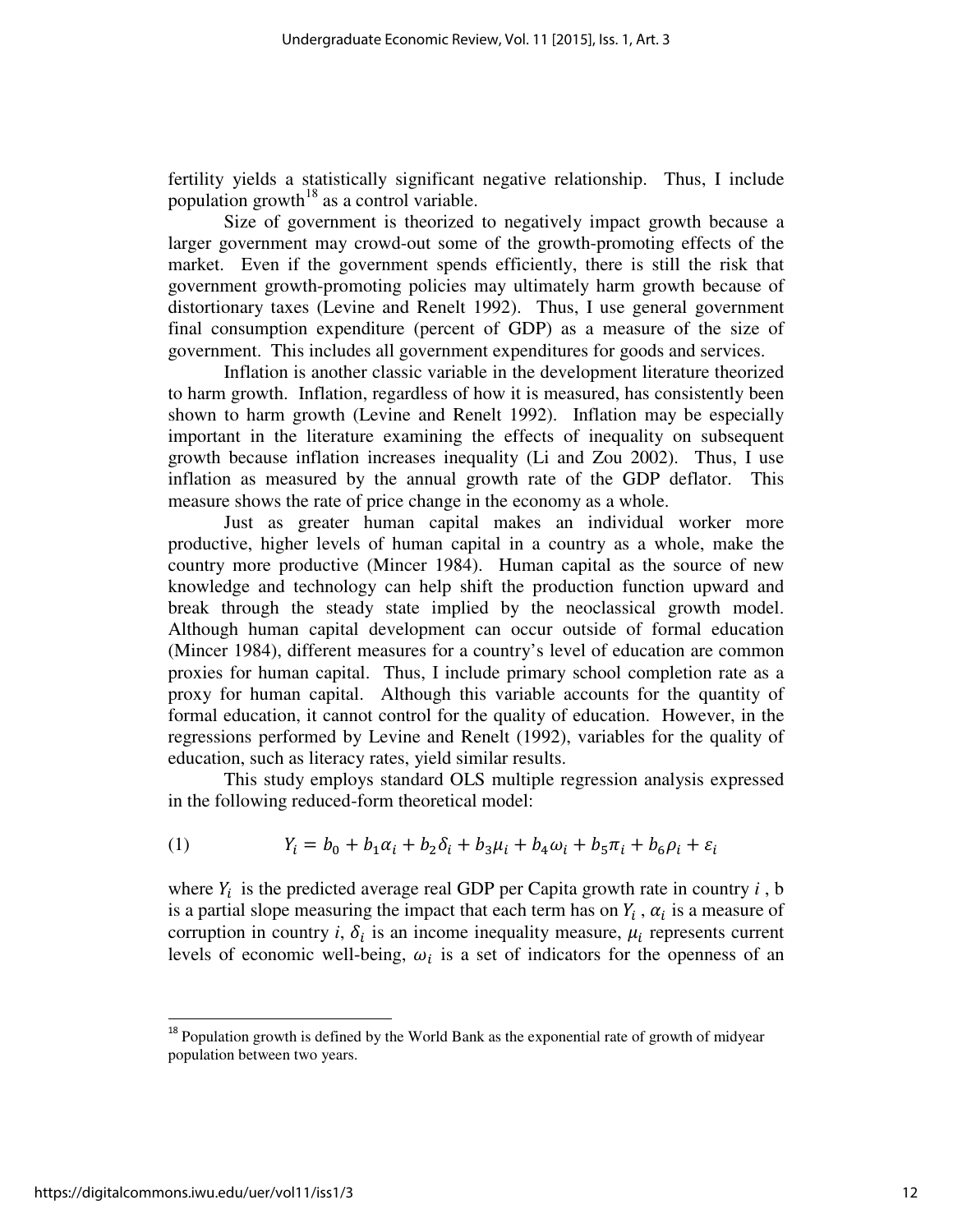fertility yields a statistically significant negative relationship. Thus, I include population growth[18] as a control variable.

Size of government is theorized to negatively impact growth because a larger government may crowd-out some of the growth-promoting effects of the market. Even if the government spends efficiently, there is still the risk that government growth-promoting policies may ultimately harm growth because of distortionary taxes (Levine and Renelt 1992). Thus, I use general government final consumption expenditure (percent of GDP) as a measure of the size of government. This includes all government expenditures for goods and services.

Inflation is another classic variable in the development literature theorized to harm growth. Inflation, regardless of how it is measured, has consistently been shown to harm growth (Levine and Renelt 1992). Inflation may be especially important in the literature examining the effects of inequality on subsequent growth because inflation increases inequality (Li and Zou 2002). Thus, I use inflation as measured by the annual growth rate of the GDP deflator. This measure shows the rate of price change in the economy as a whole.

Just as greater human capital makes an individual worker more productive, higher levels of human capital in a country as a whole, make the country more productive (Mincer 1984). Human capital as the source of new knowledge and technology can help shift the production function upward and break through the steady state implied by the neoclassical growth model. Although human capital development can occur outside of formal education (Mincer 1984), different measures for a country's level of education are common proxies for human capital. Thus, I include primary school completion rate as a proxy for human capital. Although this variable accounts for the quantity of formal education, it cannot control for the quality of education. However, in the regressions performed by Levine and Renelt (1992), variables for the quality of education, such as literacy rates, yield similar results.

This study employs standard OLS multiple regression analysis expressed in the following reduced-form theoretical model:

$$(1) \qquad Y_i = b_0 + b_1\alpha_i + b_2\delta_i + b_3\mu_i + b_4\omega_i + b_5\pi_i + b_6\rho_i + \varepsilon_i$$

where $Y_i$ is the predicted average real GDP per Capita growth rate in country $i$, b is a partial slope measuring the impact that each term has on $Y_i$, $\alpha_i$ is a measure of corruption in country $i$, $\delta_i$ is an income inequality measure, $\mu_i$ represents current levels of economic well-being, $\omega_i$ is a set of indicators for the openness of an

---

[18] Population growth is defined by the World Bank as the exponential rate of growth of midyear population between two years.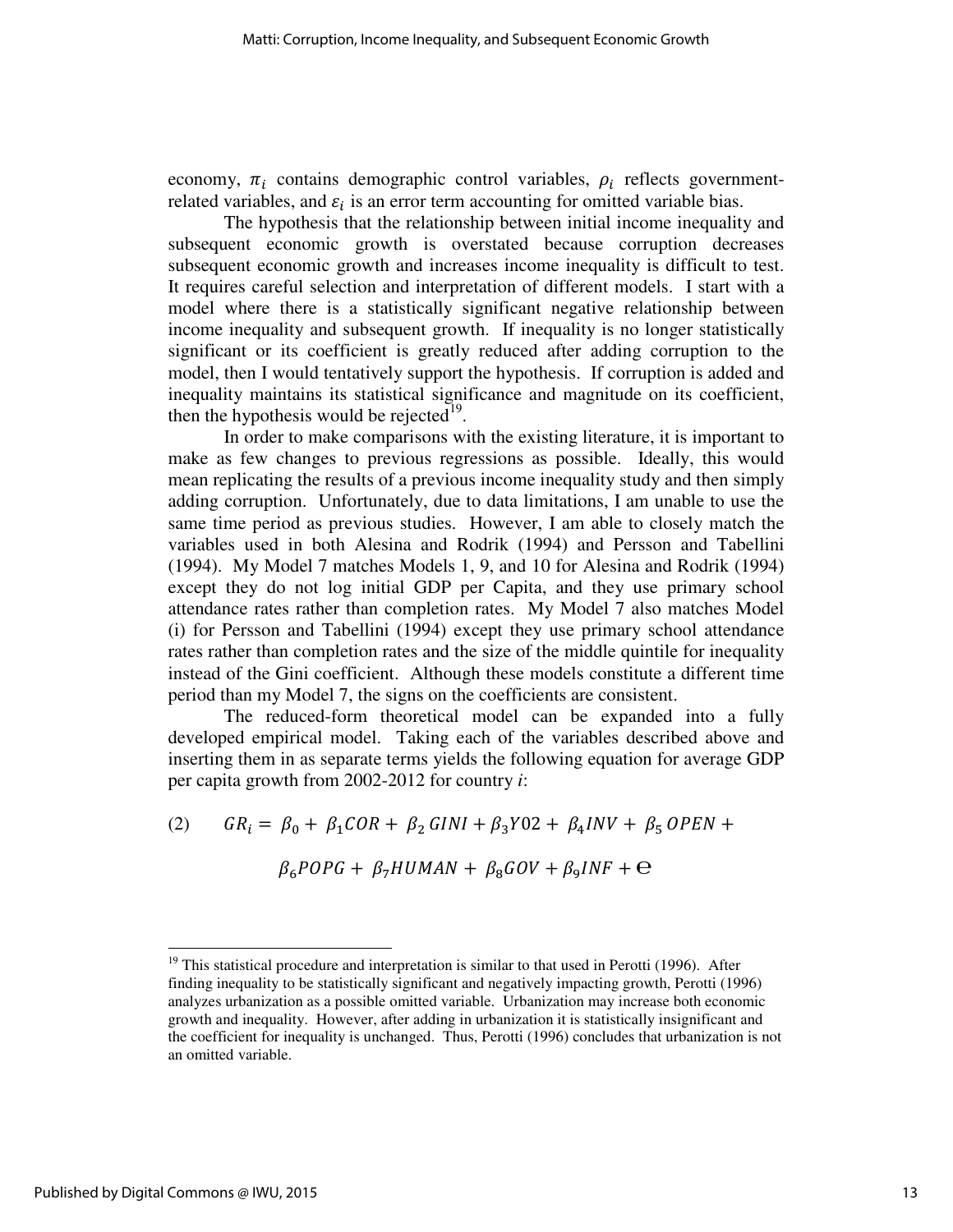economy, $\pi_i$ contains demographic control variables, $\rho_i$ reflects government-related variables, and $\varepsilon_i$ is an error term accounting for omitted variable bias.

The hypothesis that the relationship between initial income inequality and subsequent economic growth is overstated because corruption decreases subsequent economic growth and increases income inequality is difficult to test. It requires careful selection and interpretation of different models. I start with a model where there is a statistically significant negative relationship between income inequality and subsequent growth. If inequality is no longer statistically significant or its coefficient is greatly reduced after adding corruption to the model, then I would tentatively support the hypothesis. If corruption is added and inequality maintains its statistical significance and magnitude on its coefficient, then the hypothesis would be rejected[19].

In order to make comparisons with the existing literature, it is important to make as few changes to previous regressions as possible. Ideally, this would mean replicating the results of a previous income inequality study and then simply adding corruption. Unfortunately, due to data limitations, I am unable to use the same time period as previous studies. However, I am able to closely match the variables used in both Alesina and Rodrik (1994) and Persson and Tabellini (1994). My Model 7 matches Models 1, 9, and 10 for Alesina and Rodrik (1994) except they do not log initial GDP per Capita, and they use primary school attendance rates rather than completion rates. My Model 7 also matches Model (i) for Persson and Tabellini (1994) except they use primary school attendance rates rather than completion rates and the size of the middle quintile for inequality instead of the Gini coefficient. Although these models constitute a different time period than my Model 7, the signs on the coefficients are consistent.

The reduced-form theoretical model can be expanded into a fully developed empirical model. Taking each of the variables described above and inserting them in as separate terms yields the following equation for average GDP per capita growth from 2002-2012 for country *i*:

$$(2) \qquad GR_i = \beta_0 + \beta_1 COR + \beta_2 GINI + \beta_3 Y02 + \beta_4 INV + \beta_5 OPEN + \beta_6 POPG + \beta_7 HUMAN + \beta_8 GOV + \beta_9 INF + e$$

[19] This statistical procedure and interpretation is similar to that used in Perotti (1996). After finding inequality to be statistically significant and negatively impacting growth, Perotti (1996) analyzes urbanization as a possible omitted variable. Urbanization may increase both economic growth and inequality. However, after adding in urbanization it is statistically insignificant and the coefficient for inequality is unchanged. Thus, Perotti (1996) concludes that urbanization is not an omitted variable.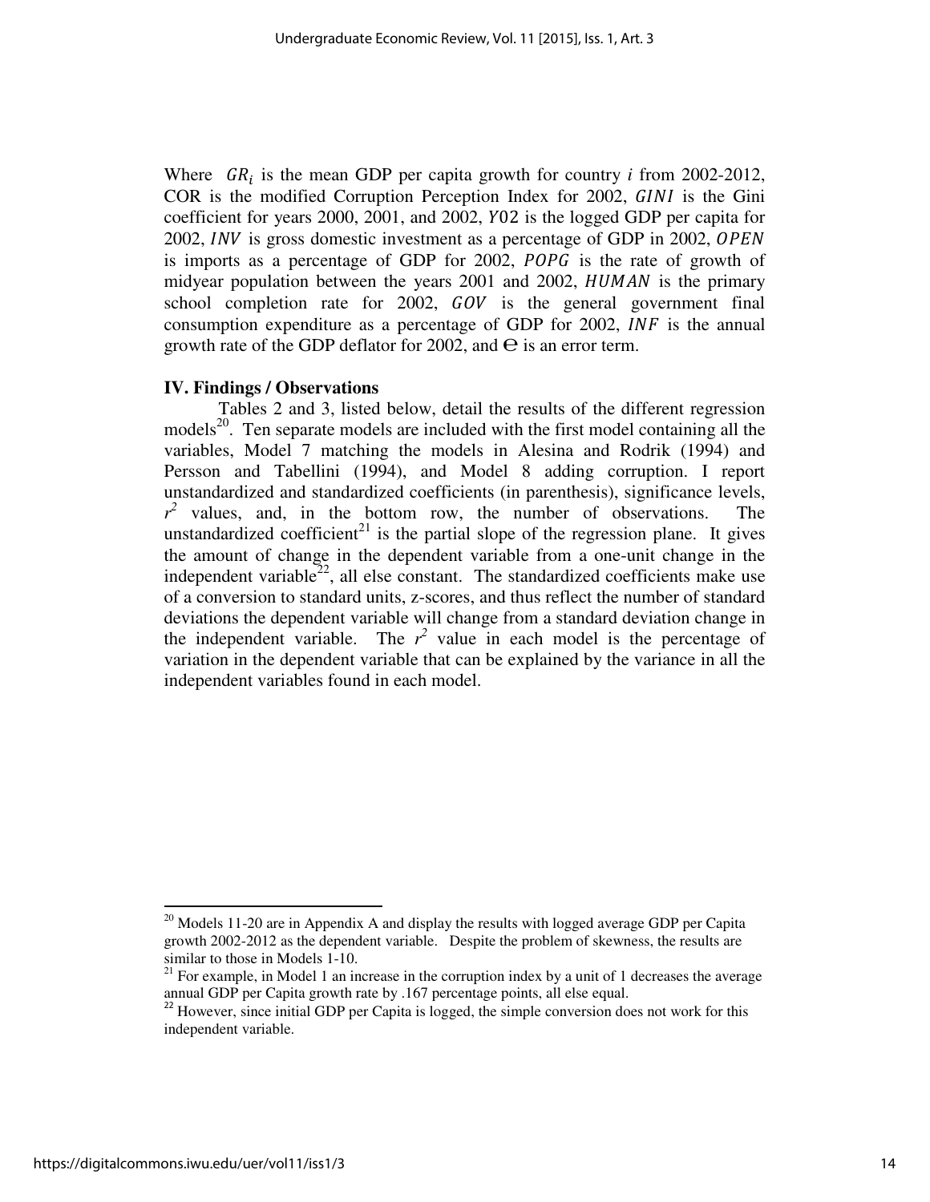Where $GR_i$ is the mean GDP per capita growth for country *i* from 2002-2012, COR is the modified Corruption Perception Index for 2002, $GINI$ is the Gini coefficient for years 2000, 2001, and 2002, $Y02$ is the logged GDP per capita for 2002, $INV$ is gross domestic investment as a percentage of GDP in 2002, $OPEN$ is imports as a percentage of GDP for 2002, $POPG$ is the rate of growth of midyear population between the years 2001 and 2002, $HUMAN$ is the primary school completion rate for 2002, $GOV$ is the general government final consumption expenditure as a percentage of GDP for 2002, $INF$ is the annual growth rate of the GDP deflator for 2002, and $e$ is an error term.

### IV. Findings / Observations

Tables 2 and 3, listed below, detail the results of the different regression models[20]. Ten separate models are included with the first model containing all the variables, Model 7 matching the models in Alesina and Rodrik (1994) and Persson and Tabellini (1994), and Model 8 adding corruption. I report unstandardized and standardized coefficients (in parenthesis), significance levels, $r^2$ values, and, in the bottom row, the number of observations. The unstandardized coefficient[21] is the partial slope of the regression plane. It gives the amount of change in the dependent variable from a one-unit change in the independent variable[22], all else constant. The standardized coefficients make use of a conversion to standard units, z-scores, and thus reflect the number of standard deviations the dependent variable will change from a standard deviation change in the independent variable. The $r^2$ value in each model is the percentage of variation in the dependent variable that can be explained by the variance in all the independent variables found in each model.

---

[20] Models 11-20 are in Appendix A and display the results with logged average GDP per Capita growth 2002-2012 as the dependent variable. Despite the problem of skewness, the results are similar to those in Models 1-10.

[21] For example, in Model 1 an increase in the corruption index by a unit of 1 decreases the average annual GDP per Capita growth rate by .167 percentage points, all else equal.

[22] However, since initial GDP per Capita is logged, the simple conversion does not work for this independent variable.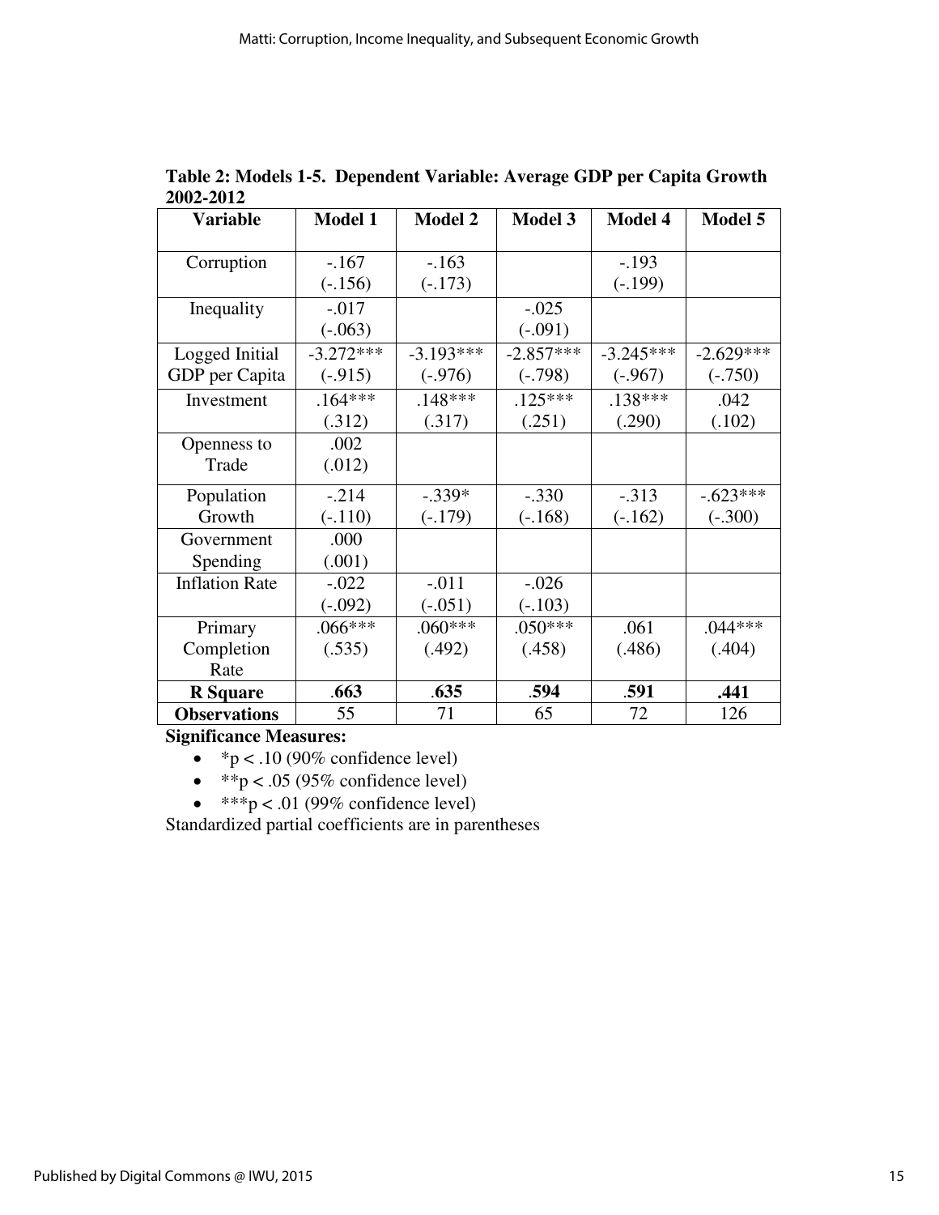**Table 2: Models 1-5. Dependent Variable: Average GDP per Capita Growth 2002-2012**

| Variable | Model 1 | Model 2 | Model 3 | Model 4 | Model 5 |
|---|---|---|---|---|---|
| Corruption | -.167 (-.156) | -.163 (-.173) | | -.193 (-.199) | |
| Inequality | -.017 (-.063) | | -.025 (-.091) | | |
| Logged Initial GDP per Capita | -3.272*** (-.915) | -3.193*** (-.976) | -2.857*** (-.798) | -3.245*** (-.967) | -2.629*** (-.750) |
| Investment | .164*** (.312) | .148*** (.317) | .125*** (.251) | .138*** (.290) | .042 (.102) |
| Openness to Trade | .002 (.012) | | | | |
| Population Growth | -.214 (-.110) | -.339* (-.179) | -.330 (-.168) | -.313 (-.162) | -.623*** (-.300) |
| Government Spending | .000 (.001) | | | | |
| Inflation Rate | -.022 (-.092) | -.011 (-.051) | -.026 (-.103) | | |
| Primary Completion Rate | .066*** (.535) | .060*** (.492) | .050*** (.458) | .061 (.486) | .044*** (.404) |
| **R Square** | **.663** | **.635** | **.594** | **.591** | **.441** |
| **Observations** | 55 | 71 | 65 | 72 | 126 |

**Significance Measures:**

- *p < .10 (90% confidence level)
- **p < .05 (95% confidence level)
- ***p < .01 (99% confidence level)

Standardized partial coefficients are in parentheses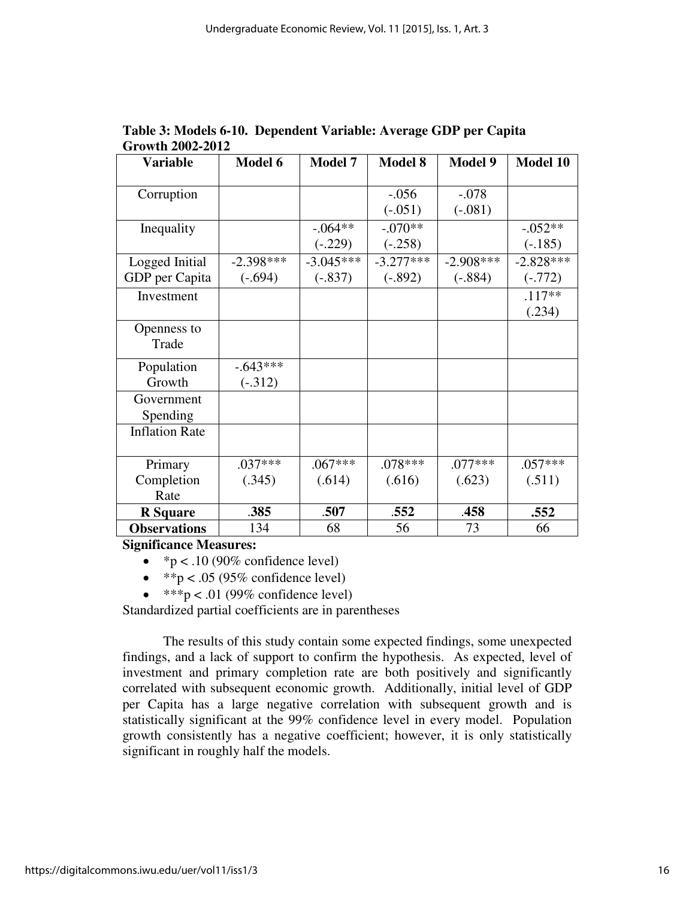**Table 3: Models 6-10. Dependent Variable: Average GDP per Capita Growth 2002-2012**

| Variable | Model 6 | Model 7 | Model 8 | Model 9 | Model 10 |
|---|---|---|---|---|---|
| Corruption | | | -.056 (-.051) | -.078 (-.081) | |
| Inequality | | -.064** (-.229) | -.070** (-.258) | | -.052** (-.185) |
| Logged Initial GDP per Capita | -2.398*** (-.694) | -3.045*** (-.837) | -3.277*** (-.892) | -2.908*** (-.884) | -2.828*** (-.772) |
| Investment | | | | | .117** (.234) |
| Openness to Trade | | | | | |
| Population Growth | -.643*** (-.312) | | | | |
| Government Spending | | | | | |
| Inflation Rate | | | | | |
| Primary Completion Rate | .037*** (.345) | .067*** (.614) | .078*** (.616) | .077*** (.623) | .057*** (.511) |
| **R Square** | **.385** | **.507** | **.552** | **.458** | **.552** |
| **Observations** | 134 | 68 | 56 | 73 | 66 |

**Significance Measures:**

- *p < .10 (90% confidence level)
- **p < .05 (95% confidence level)
- ***p < .01 (99% confidence level)

Standardized partial coefficients are in parentheses

The results of this study contain some expected findings, some unexpected findings, and a lack of support to confirm the hypothesis. As expected, level of investment and primary completion rate are both positively and significantly correlated with subsequent economic growth. Additionally, initial level of GDP per Capita has a large negative correlation with subsequent growth and is statistically significant at the 99% confidence level in every model. Population growth consistently has a negative coefficient; however, it is only statistically significant in roughly half the models.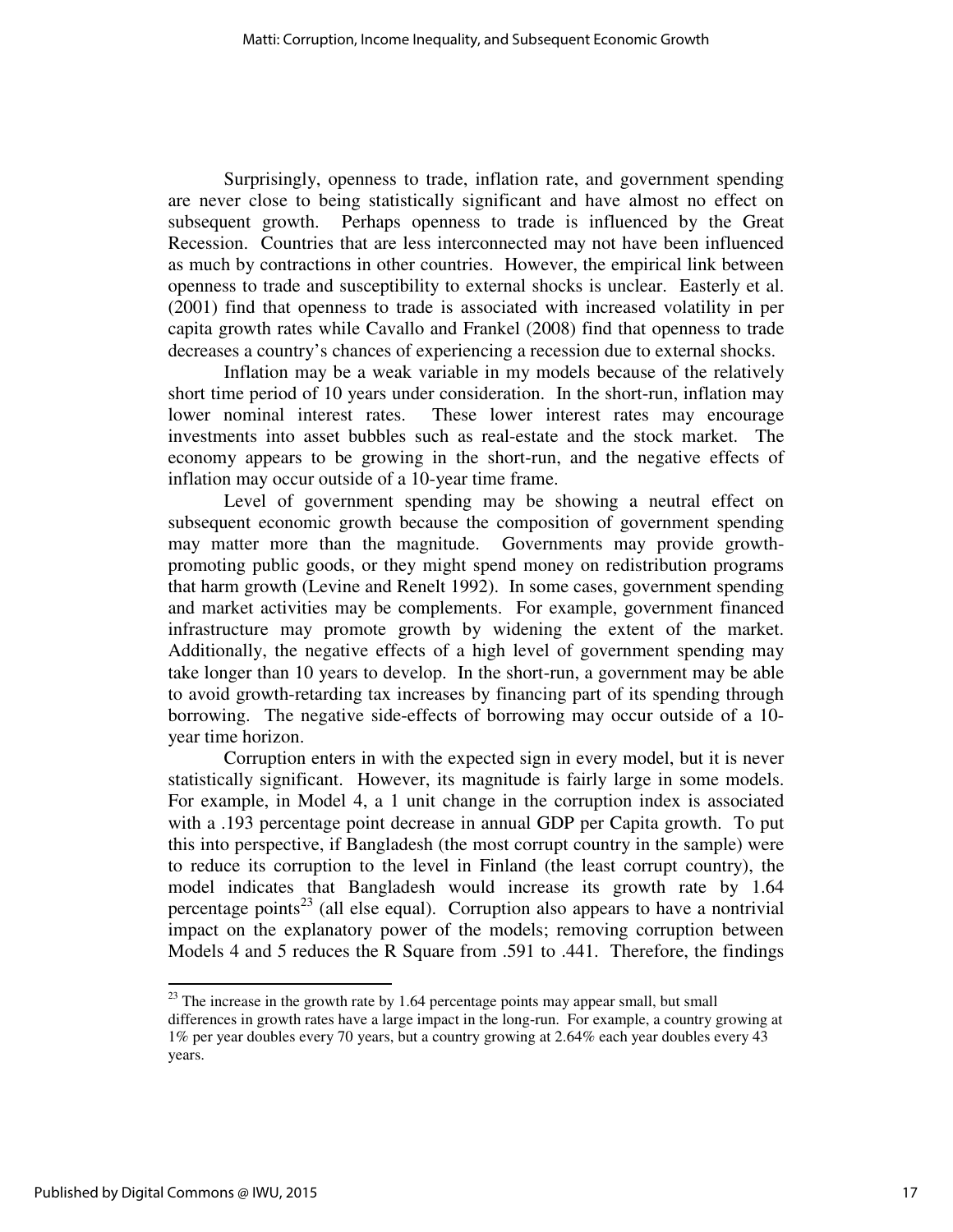Surprisingly, openness to trade, inflation rate, and government spending are never close to being statistically significant and have almost no effect on subsequent growth. Perhaps openness to trade is influenced by the Great Recession. Countries that are less interconnected may not have been influenced as much by contractions in other countries. However, the empirical link between openness to trade and susceptibility to external shocks is unclear. Easterly et al. (2001) find that openness to trade is associated with increased volatility in per capita growth rates while Cavallo and Frankel (2008) find that openness to trade decreases a country's chances of experiencing a recession due to external shocks.

Inflation may be a weak variable in my models because of the relatively short time period of 10 years under consideration. In the short-run, inflation may lower nominal interest rates. These lower interest rates may encourage investments into asset bubbles such as real-estate and the stock market. The economy appears to be growing in the short-run, and the negative effects of inflation may occur outside of a 10-year time frame.

Level of government spending may be showing a neutral effect on subsequent economic growth because the composition of government spending may matter more than the magnitude. Governments may provide growth-promoting public goods, or they might spend money on redistribution programs that harm growth (Levine and Renelt 1992). In some cases, government spending and market activities may be complements. For example, government financed infrastructure may promote growth by widening the extent of the market. Additionally, the negative effects of a high level of government spending may take longer than 10 years to develop. In the short-run, a government may be able to avoid growth-retarding tax increases by financing part of its spending through borrowing. The negative side-effects of borrowing may occur outside of a 10-year time horizon.

Corruption enters in with the expected sign in every model, but it is never statistically significant. However, its magnitude is fairly large in some models. For example, in Model 4, a 1 unit change in the corruption index is associated with a .193 percentage point decrease in annual GDP per Capita growth. To put this into perspective, if Bangladesh (the most corrupt country in the sample) were to reduce its corruption to the level in Finland (the least corrupt country), the model indicates that Bangladesh would increase its growth rate by 1.64 percentage points[23] (all else equal). Corruption also appears to have a nontrivial impact on the explanatory power of the models; removing corruption between Models 4 and 5 reduces the R Square from .591 to .441. Therefore, the findings

---

[23] The increase in the growth rate by 1.64 percentage points may appear small, but small differences in growth rates have a large impact in the long-run. For example, a country growing at 1% per year doubles every 70 years, but a country growing at 2.64% each year doubles every 43 years.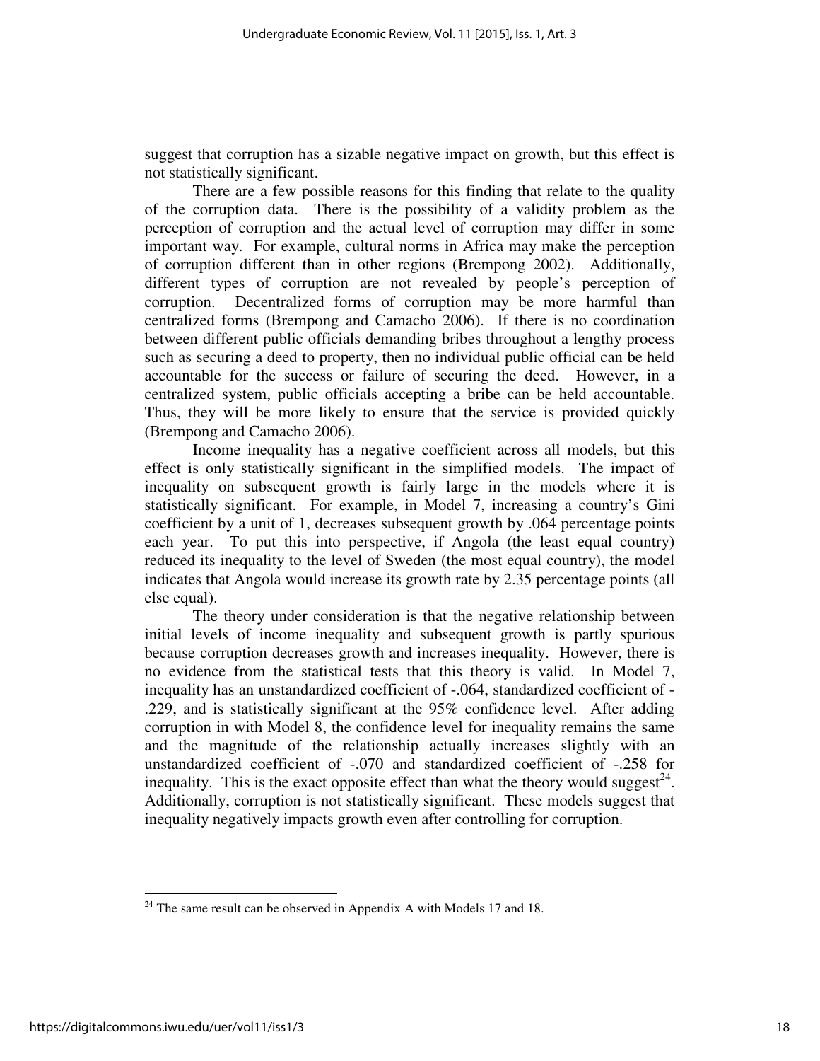suggest that corruption has a sizable negative impact on growth, but this effect is not statistically significant.

There are a few possible reasons for this finding that relate to the quality of the corruption data. There is the possibility of a validity problem as the perception of corruption and the actual level of corruption may differ in some important way. For example, cultural norms in Africa may make the perception of corruption different than in other regions (Brempong 2002). Additionally, different types of corruption are not revealed by people's perception of corruption. Decentralized forms of corruption may be more harmful than centralized forms (Brempong and Camacho 2006). If there is no coordination between different public officials demanding bribes throughout a lengthy process such as securing a deed to property, then no individual public official can be held accountable for the success or failure of securing the deed. However, in a centralized system, public officials accepting a bribe can be held accountable. Thus, they will be more likely to ensure that the service is provided quickly (Brempong and Camacho 2006).

Income inequality has a negative coefficient across all models, but this effect is only statistically significant in the simplified models. The impact of inequality on subsequent growth is fairly large in the models where it is statistically significant. For example, in Model 7, increasing a country's Gini coefficient by a unit of 1, decreases subsequent growth by .064 percentage points each year. To put this into perspective, if Angola (the least equal country) reduced its inequality to the level of Sweden (the most equal country), the model indicates that Angola would increase its growth rate by 2.35 percentage points (all else equal).

The theory under consideration is that the negative relationship between initial levels of income inequality and subsequent growth is partly spurious because corruption decreases growth and increases inequality. However, there is no evidence from the statistical tests that this theory is valid. In Model 7, inequality has an unstandardized coefficient of -.064, standardized coefficient of -.229, and is statistically significant at the 95% confidence level. After adding corruption in with Model 8, the confidence level for inequality remains the same and the magnitude of the relationship actually increases slightly with an unstandardized coefficient of -.070 and standardized coefficient of -.258 for inequality. This is the exact opposite effect than what the theory would suggest[24]. Additionally, corruption is not statistically significant. These models suggest that inequality negatively impacts growth even after controlling for corruption.

[24] The same result can be observed in Appendix A with Models 17 and 18.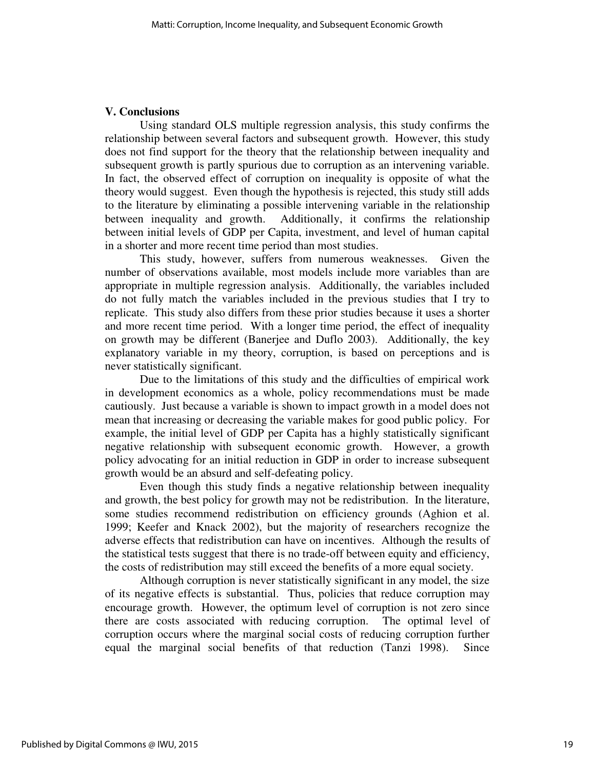### V. Conclusions

Using standard OLS multiple regression analysis, this study confirms the relationship between several factors and subsequent growth. However, this study does not find support for the theory that the relationship between inequality and subsequent growth is partly spurious due to corruption as an intervening variable. In fact, the observed effect of corruption on inequality is opposite of what the theory would suggest. Even though the hypothesis is rejected, this study still adds to the literature by eliminating a possible intervening variable in the relationship between inequality and growth. Additionally, it confirms the relationship between initial levels of GDP per Capita, investment, and level of human capital in a shorter and more recent time period than most studies.

This study, however, suffers from numerous weaknesses. Given the number of observations available, most models include more variables than are appropriate in multiple regression analysis. Additionally, the variables included do not fully match the variables included in the previous studies that I try to replicate. This study also differs from these prior studies because it uses a shorter and more recent time period. With a longer time period, the effect of inequality on growth may be different (Banerjee and Duflo 2003). Additionally, the key explanatory variable in my theory, corruption, is based on perceptions and is never statistically significant.

Due to the limitations of this study and the difficulties of empirical work in development economics as a whole, policy recommendations must be made cautiously. Just because a variable is shown to impact growth in a model does not mean that increasing or decreasing the variable makes for good public policy. For example, the initial level of GDP per Capita has a highly statistically significant negative relationship with subsequent economic growth. However, a growth policy advocating for an initial reduction in GDP in order to increase subsequent growth would be an absurd and self-defeating policy.

Even though this study finds a negative relationship between inequality and growth, the best policy for growth may not be redistribution. In the literature, some studies recommend redistribution on efficiency grounds (Aghion et al. 1999; Keefer and Knack 2002), but the majority of researchers recognize the adverse effects that redistribution can have on incentives. Although the results of the statistical tests suggest that there is no trade-off between equity and efficiency, the costs of redistribution may still exceed the benefits of a more equal society.

Although corruption is never statistically significant in any model, the size of its negative effects is substantial. Thus, policies that reduce corruption may encourage growth. However, the optimum level of corruption is not zero since there are costs associated with reducing corruption. The optimal level of corruption occurs where the marginal social costs of reducing corruption further equal the marginal social benefits of that reduction (Tanzi 1998). Since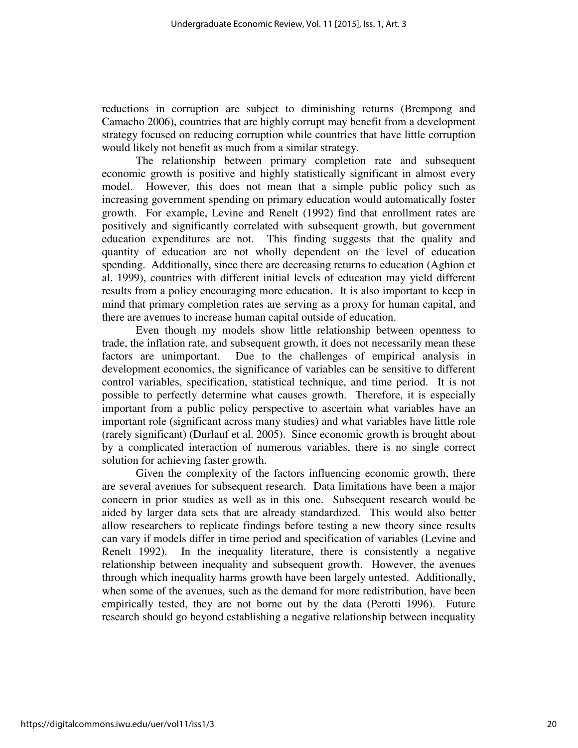reductions in corruption are subject to diminishing returns (Brempong and Camacho 2006), countries that are highly corrupt may benefit from a development strategy focused on reducing corruption while countries that have little corruption would likely not benefit as much from a similar strategy.

The relationship between primary completion rate and subsequent economic growth is positive and highly statistically significant in almost every model. However, this does not mean that a simple public policy such as increasing government spending on primary education would automatically foster growth. For example, Levine and Renelt (1992) find that enrollment rates are positively and significantly correlated with subsequent growth, but government education expenditures are not. This finding suggests that the quality and quantity of education are not wholly dependent on the level of education spending. Additionally, since there are decreasing returns to education (Aghion et al. 1999), countries with different initial levels of education may yield different results from a policy encouraging more education. It is also important to keep in mind that primary completion rates are serving as a proxy for human capital, and there are avenues to increase human capital outside of education.

Even though my models show little relationship between openness to trade, the inflation rate, and subsequent growth, it does not necessarily mean these factors are unimportant. Due to the challenges of empirical analysis in development economics, the significance of variables can be sensitive to different control variables, specification, statistical technique, and time period. It is not possible to perfectly determine what causes growth. Therefore, it is especially important from a public policy perspective to ascertain what variables have an important role (significant across many studies) and what variables have little role (rarely significant) (Durlauf et al. 2005). Since economic growth is brought about by a complicated interaction of numerous variables, there is no single correct solution for achieving faster growth.

Given the complexity of the factors influencing economic growth, there are several avenues for subsequent research. Data limitations have been a major concern in prior studies as well as in this one. Subsequent research would be aided by larger data sets that are already standardized. This would also better allow researchers to replicate findings before testing a new theory since results can vary if models differ in time period and specification of variables (Levine and Renelt 1992). In the inequality literature, there is consistently a negative relationship between inequality and subsequent growth. However, the avenues through which inequality harms growth have been largely untested. Additionally, when some of the avenues, such as the demand for more redistribution, have been empirically tested, they are not borne out by the data (Perotti 1996). Future research should go beyond establishing a negative relationship between inequality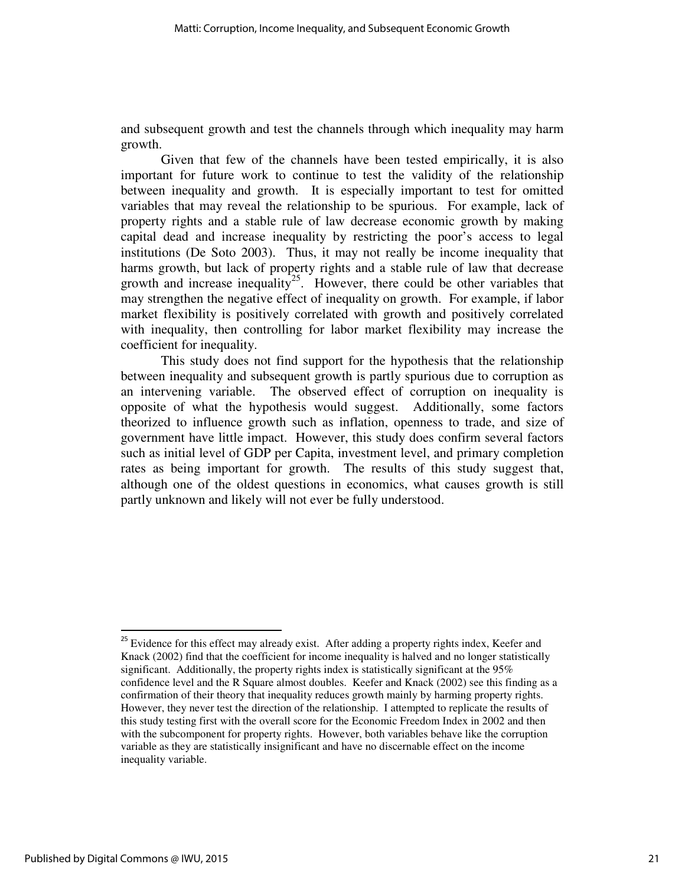and subsequent growth and test the channels through which inequality may harm growth.

Given that few of the channels have been tested empirically, it is also important for future work to continue to test the validity of the relationship between inequality and growth. It is especially important to test for omitted variables that may reveal the relationship to be spurious. For example, lack of property rights and a stable rule of law decrease economic growth by making capital dead and increase inequality by restricting the poor's access to legal institutions (De Soto 2003). Thus, it may not really be income inequality that harms growth, but lack of property rights and a stable rule of law that decrease growth and increase inequality[25]. However, there could be other variables that may strengthen the negative effect of inequality on growth. For example, if labor market flexibility is positively correlated with growth and positively correlated with inequality, then controlling for labor market flexibility may increase the coefficient for inequality.

This study does not find support for the hypothesis that the relationship between inequality and subsequent growth is partly spurious due to corruption as an intervening variable. The observed effect of corruption on inequality is opposite of what the hypothesis would suggest. Additionally, some factors theorized to influence growth such as inflation, openness to trade, and size of government have little impact. However, this study does confirm several factors such as initial level of GDP per Capita, investment level, and primary completion rates as being important for growth. The results of this study suggest that, although one of the oldest questions in economics, what causes growth is still partly unknown and likely will not ever be fully understood.

---

[25] Evidence for this effect may already exist. After adding a property rights index, Keefer and Knack (2002) find that the coefficient for income inequality is halved and no longer statistically significant. Additionally, the property rights index is statistically significant at the 95% confidence level and the R Square almost doubles. Keefer and Knack (2002) see this finding as a confirmation of their theory that inequality reduces growth mainly by harming property rights. However, they never test the direction of the relationship. I attempted to replicate the results of this study testing first with the overall score for the Economic Freedom Index in 2002 and then with the subcomponent for property rights. However, both variables behave like the corruption variable as they are statistically insignificant and have no discernable effect on the income inequality variable.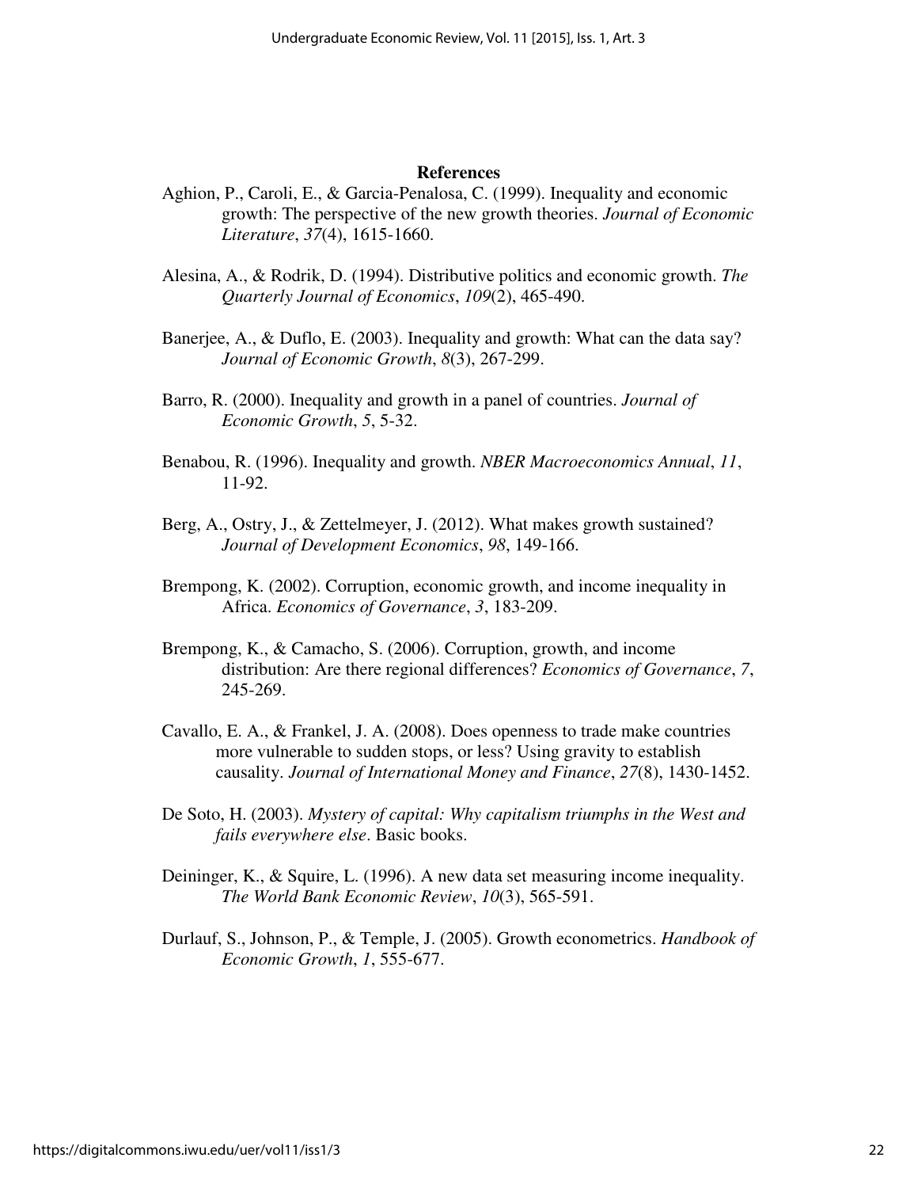## References

Aghion, P., Caroli, E., & Garcia-Penalosa, C. (1999). Inequality and economic growth: The perspective of the new growth theories. *Journal of Economic Literature*, *37*(4), 1615-1660.

Alesina, A., & Rodrik, D. (1994). Distributive politics and economic growth. *The Quarterly Journal of Economics*, *109*(2), 465-490.

Banerjee, A., & Duflo, E. (2003). Inequality and growth: What can the data say? *Journal of Economic Growth*, *8*(3), 267-299.

Barro, R. (2000). Inequality and growth in a panel of countries. *Journal of Economic Growth*, *5*, 5-32.

Benabou, R. (1996). Inequality and growth. *NBER Macroeconomics Annual*, *11*, 11-92.

Berg, A., Ostry, J., & Zettelmeyer, J. (2012). What makes growth sustained? *Journal of Development Economics*, *98*, 149-166.

Brempong, K. (2002). Corruption, economic growth, and income inequality in Africa. *Economics of Governance*, *3*, 183-209.

Brempong, K., & Camacho, S. (2006). Corruption, growth, and income distribution: Are there regional differences? *Economics of Governance*, *7*, 245-269.

Cavallo, E. A., & Frankel, J. A. (2008). Does openness to trade make countries more vulnerable to sudden stops, or less? Using gravity to establish causality. *Journal of International Money and Finance*, *27*(8), 1430-1452.

De Soto, H. (2003). *Mystery of capital: Why capitalism triumphs in the West and fails everywhere else*. Basic books.

Deininger, K., & Squire, L. (1996). A new data set measuring income inequality. *The World Bank Economic Review*, *10*(3), 565-591.

Durlauf, S., Johnson, P., & Temple, J. (2005). Growth econometrics. *Handbook of Economic Growth*, *1*, 555-677.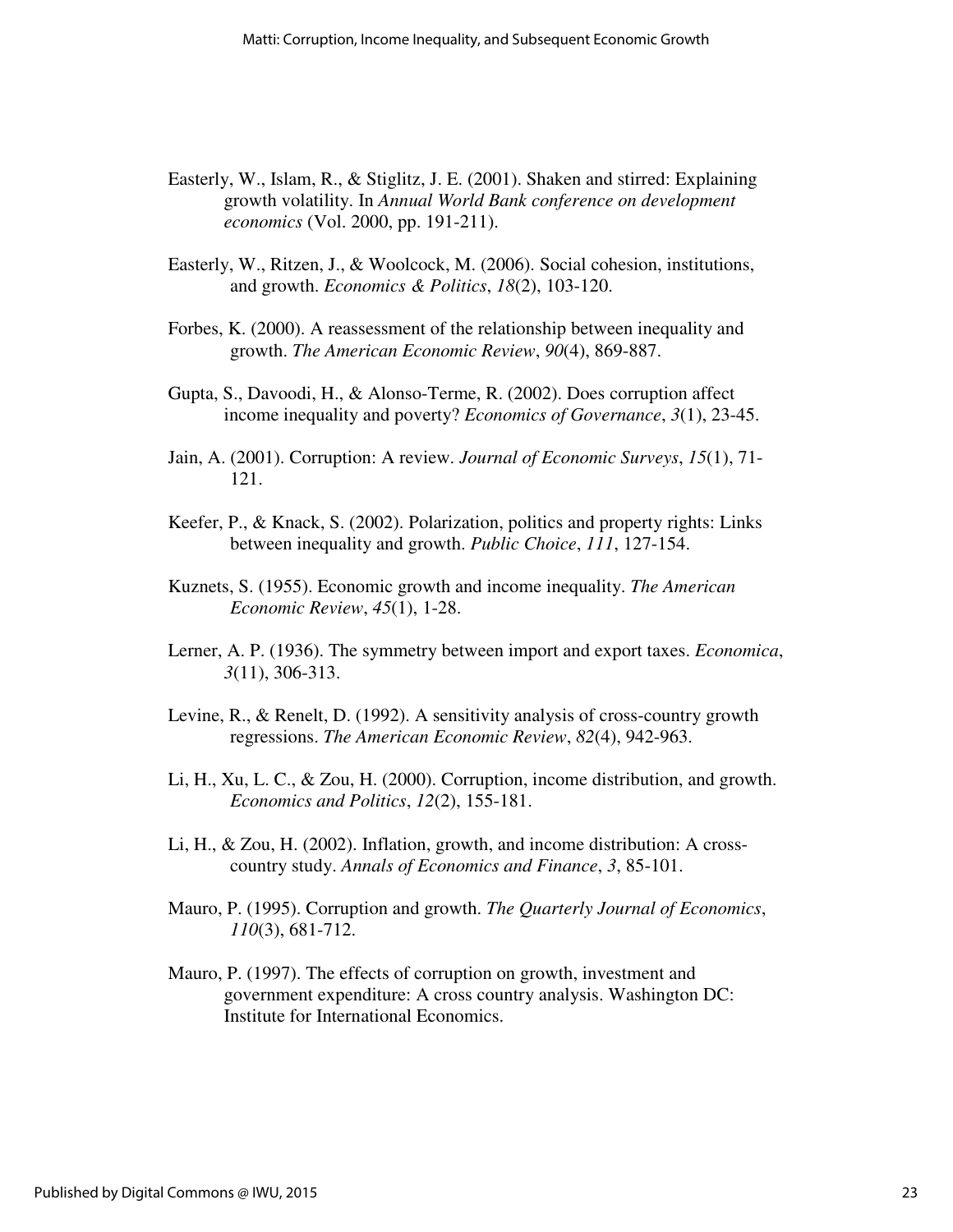Easterly, W., Islam, R., & Stiglitz, J. E. (2001). Shaken and stirred: Explaining growth volatility. In *Annual World Bank conference on development economics* (Vol. 2000, pp. 191-211).

Easterly, W., Ritzen, J., & Woolcock, M. (2006). Social cohesion, institutions, and growth. *Economics & Politics*, *18*(2), 103-120.

Forbes, K. (2000). A reassessment of the relationship between inequality and growth. *The American Economic Review*, *90*(4), 869-887.

Gupta, S., Davoodi, H., & Alonso-Terme, R. (2002). Does corruption affect income inequality and poverty? *Economics of Governance*, *3*(1), 23-45.

Jain, A. (2001). Corruption: A review. *Journal of Economic Surveys*, *15*(1), 71-121.

Keefer, P., & Knack, S. (2002). Polarization, politics and property rights: Links between inequality and growth. *Public Choice*, *111*, 127-154.

Kuznets, S. (1955). Economic growth and income inequality. *The American Economic Review*, *45*(1), 1-28.

Lerner, A. P. (1936). The symmetry between import and export taxes. *Economica*, *3*(11), 306-313.

Levine, R., & Renelt, D. (1992). A sensitivity analysis of cross-country growth regressions. *The American Economic Review*, *82*(4), 942-963.

Li, H., Xu, L. C., & Zou, H. (2000). Corruption, income distribution, and growth. *Economics and Politics*, *12*(2), 155-181.

Li, H., & Zou, H. (2002). Inflation, growth, and income distribution: A cross-country study. *Annals of Economics and Finance*, *3*, 85-101.

Mauro, P. (1995). Corruption and growth. *The Quarterly Journal of Economics*, *110*(3), 681-712.

Mauro, P. (1997). The effects of corruption on growth, investment and government expenditure: A cross country analysis. Washington DC: Institute for International Economics.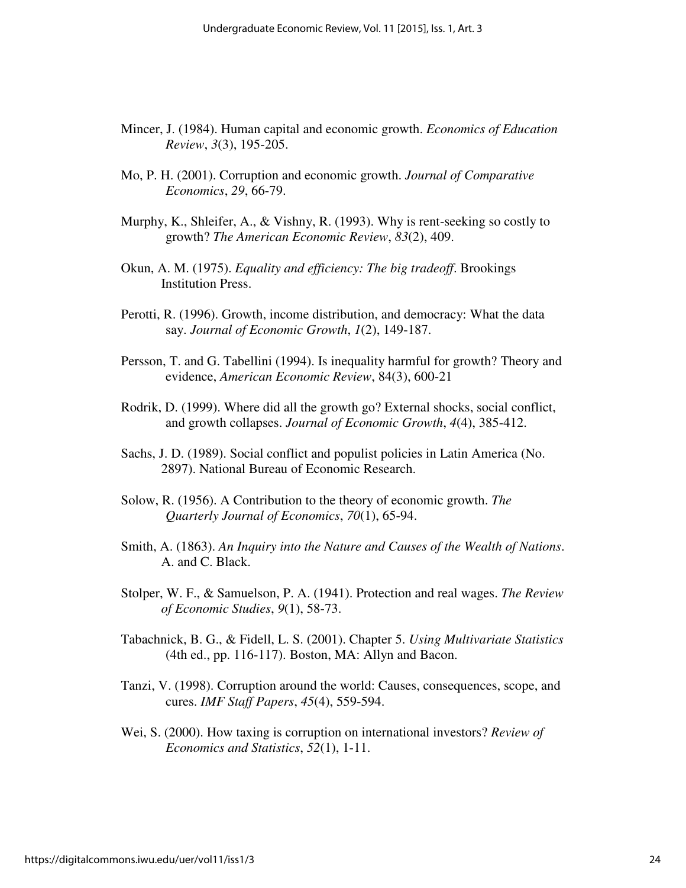Mincer, J. (1984). Human capital and economic growth. *Economics of Education Review*, *3*(3), 195-205.

Mo, P. H. (2001). Corruption and economic growth. *Journal of Comparative Economics*, *29*, 66-79.

Murphy, K., Shleifer, A., & Vishny, R. (1993). Why is rent-seeking so costly to growth? *The American Economic Review*, *83*(2), 409.

Okun, A. M. (1975). *Equality and efficiency: The big tradeoff*. Brookings Institution Press.

Perotti, R. (1996). Growth, income distribution, and democracy: What the data say. *Journal of Economic Growth*, *1*(2), 149-187.

Persson, T. and G. Tabellini (1994). Is inequality harmful for growth? Theory and evidence, *American Economic Review*, 84(3), 600-21

Rodrik, D. (1999). Where did all the growth go? External shocks, social conflict, and growth collapses. *Journal of Economic Growth*, *4*(4), 385-412.

Sachs, J. D. (1989). Social conflict and populist policies in Latin America (No. 2897). National Bureau of Economic Research.

Solow, R. (1956). A Contribution to the theory of economic growth. *The Quarterly Journal of Economics*, *70*(1), 65-94.

Smith, A. (1863). *An Inquiry into the Nature and Causes of the Wealth of Nations*. A. and C. Black.

Stolper, W. F., & Samuelson, P. A. (1941). Protection and real wages. *The Review of Economic Studies*, *9*(1), 58-73.

Tabachnick, B. G., & Fidell, L. S. (2001). Chapter 5. *Using Multivariate Statistics* (4th ed., pp. 116-117). Boston, MA: Allyn and Bacon.

Tanzi, V. (1998). Corruption around the world: Causes, consequences, scope, and cures. *IMF Staff Papers*, *45*(4), 559-594.

Wei, S. (2000). How taxing is corruption on international investors? *Review of Economics and Statistics*, *52*(1), 1-11.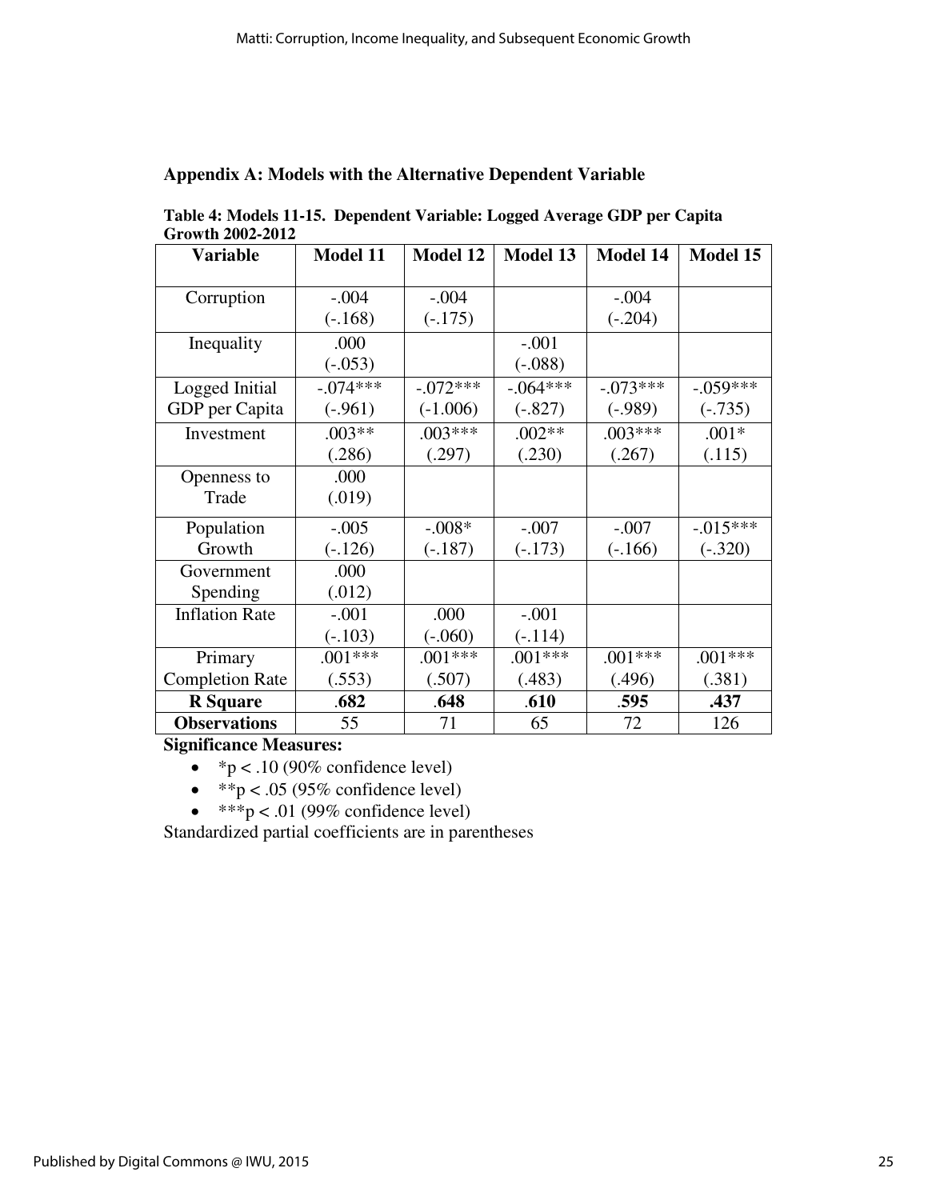## Appendix A: Models with the Alternative Dependent Variable

**Table 4: Models 11-15. Dependent Variable: Logged Average GDP per Capita Growth 2002-2012**

| Variable | Model 11 | Model 12 | Model 13 | Model 14 | Model 15 |
|---|---|---|---|---|---|
| Corruption | -.004 (-.168) | -.004 (-.175) | | -.004 (-.204) | |
| Inequality | .000 (-.053) | | -.001 (-.088) | | |
| Logged Initial GDP per Capita | -.074*** (-.961) | -.072*** (-1.006) | -.064*** (-.827) | -.073*** (-.989) | -.059*** (-.735) |
| Investment | .003** (.286) | .003*** (.297) | .002** (.230) | .003*** (.267) | .001* (.115) |
| Openness to Trade | .000 (.019) | | | | |
| Population Growth | -.005 (-.126) | -.008* (-.187) | -.007 (-.173) | -.007 (-.166) | -.015*** (-.320) |
| Government Spending | .000 (.012) | | | | |
| Inflation Rate | -.001 (-.103) | .000 (-.060) | -.001 (-.114) | | |
| Primary Completion Rate | .001*** (.553) | .001*** (.507) | .001*** (.483) | .001*** (.496) | .001*** (.381) |
| **R Square** | **.682** | **.648** | **.610** | **.595** | **.437** |
| **Observations** | 55 | 71 | 65 | 72 | 126 |

**Significance Measures:**

- *$p < .10$ (90% confidence level)
- **$p < .05$ (95% confidence level)
- ***$p < .01$ (99% confidence level)

Standardized partial coefficients are in parentheses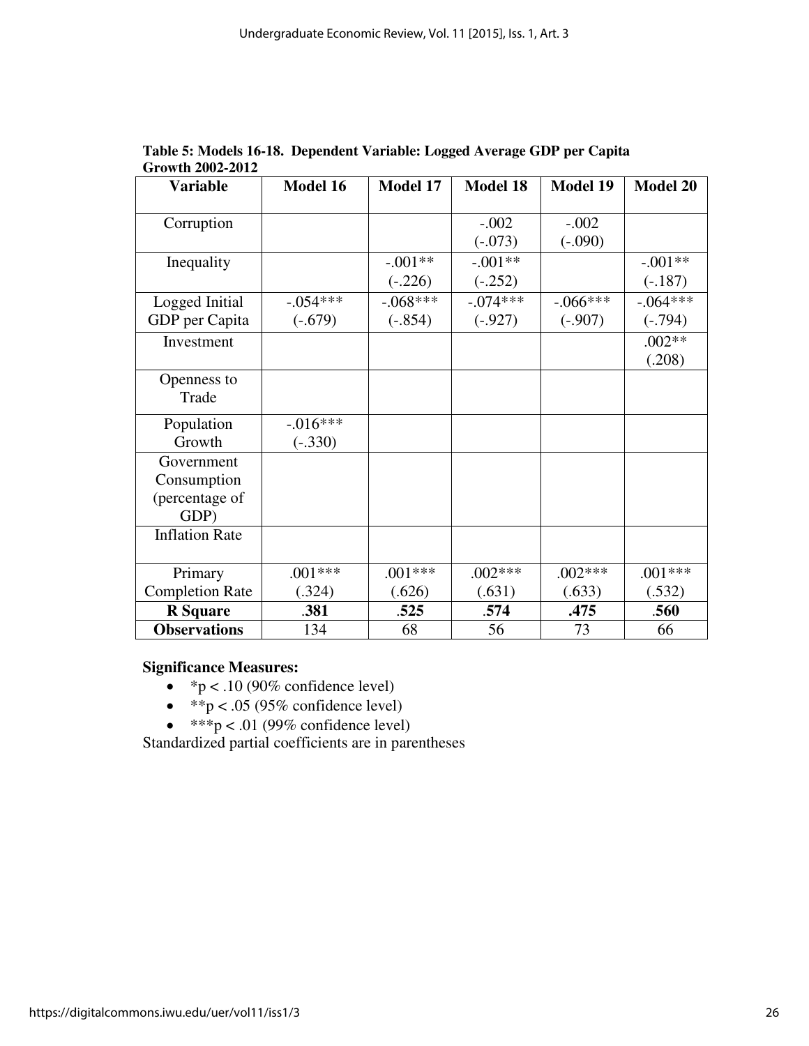**Table 5: Models 16-18. Dependent Variable: Logged Average GDP per Capita Growth 2002-2012**

| Variable | Model 16 | Model 17 | Model 18 | Model 19 | Model 20 |
|---|---|---|---|---|---|
| Corruption | | | -.002 (-.073) | -.002 (-.090) | |
| Inequality | | -.001** (-.226) | -.001** (-.252) | | -.001** (-.187) |
| Logged Initial GDP per Capita | -.054*** (-.679) | -.068*** (-.854) | -.074*** (-.927) | -.066*** (-.907) | -.064*** (-.794) |
| Investment | | | | | .002** (.208) |
| Openness to Trade | | | | | |
| Population Growth | -.016*** (-.330) | | | | |
| Government Consumption (percentage of GDP) | | | | | |
| Inflation Rate | | | | | |
| Primary Completion Rate | .001*** (.324) | .001*** (.626) | .002*** (.631) | .002*** (.633) | .001*** (.532) |
| **R Square** | **.381** | **.525** | **.574** | **.475** | **.560** |
| **Observations** | 134 | 68 | 56 | 73 | 66 |

**Significance Measures:**

- *p < .10 (90% confidence level)
- **p < .05 (95% confidence level)
- ***p < .01 (99% confidence level)

Standardized partial coefficients are in parentheses